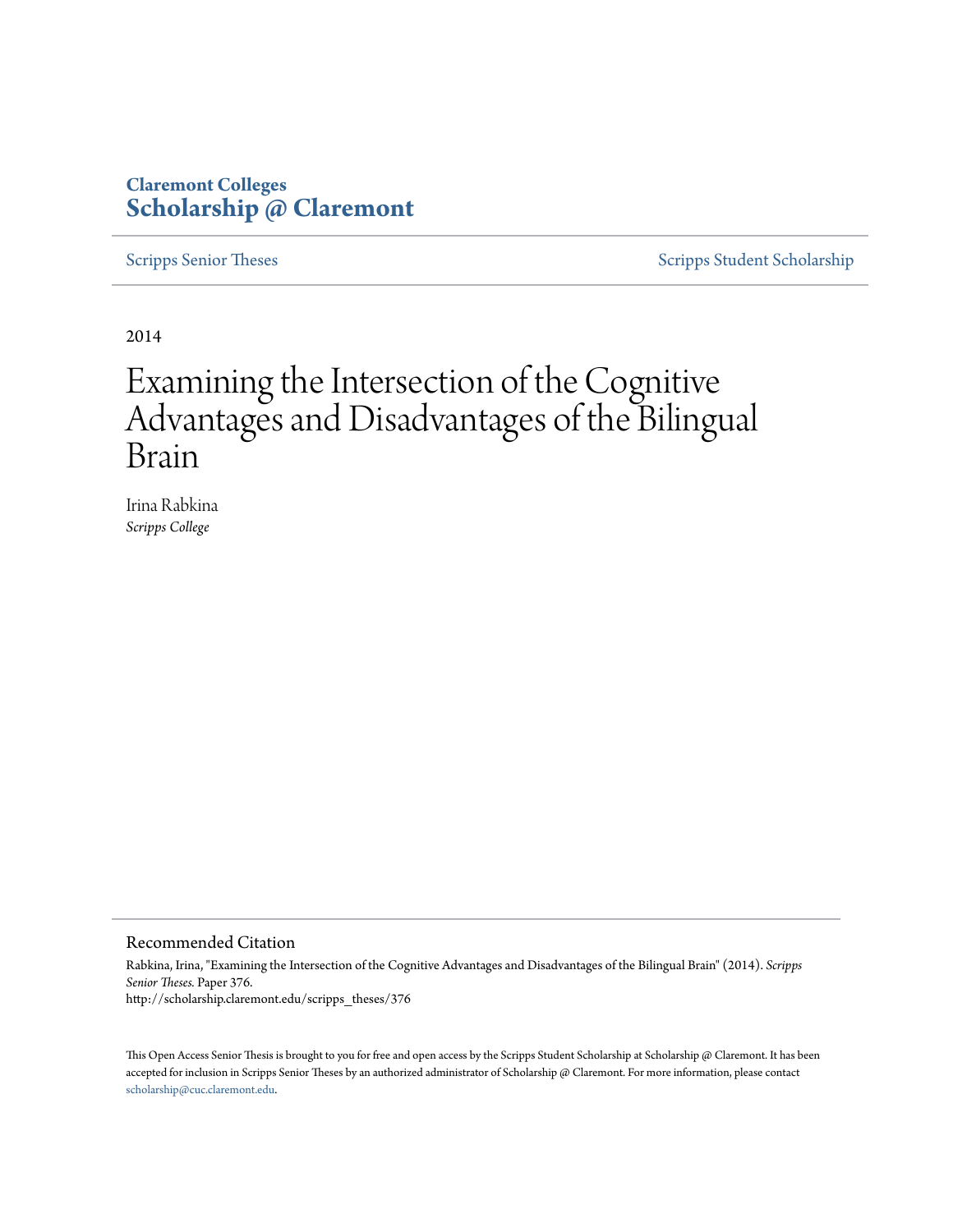**Claremont Colleges**
**Scholarship @ Claremont**

Scripps Senior Theses | Scripps Student Scholarship

2014

# Examining the Intersection of the Cognitive Advantages and Disadvantages of the Bilingual Brain

Irina Rabkina
*Scripps College*

## Recommended Citation

Rabkina, Irina, "Examining the Intersection of the Cognitive Advantages and Disadvantages of the Bilingual Brain" (2014). *Scripps Senior Theses.* Paper 376.
http://scholarship.claremont.edu/scripps_theses/376

This Open Access Senior Thesis is brought to you for free and open access by the Scripps Student Scholarship at Scholarship @ Claremont. It has been accepted for inclusion in Scripps Senior Theses by an authorized administrator of Scholarship @ Claremont. For more information, please contact scholarship@cuc.claremont.edu.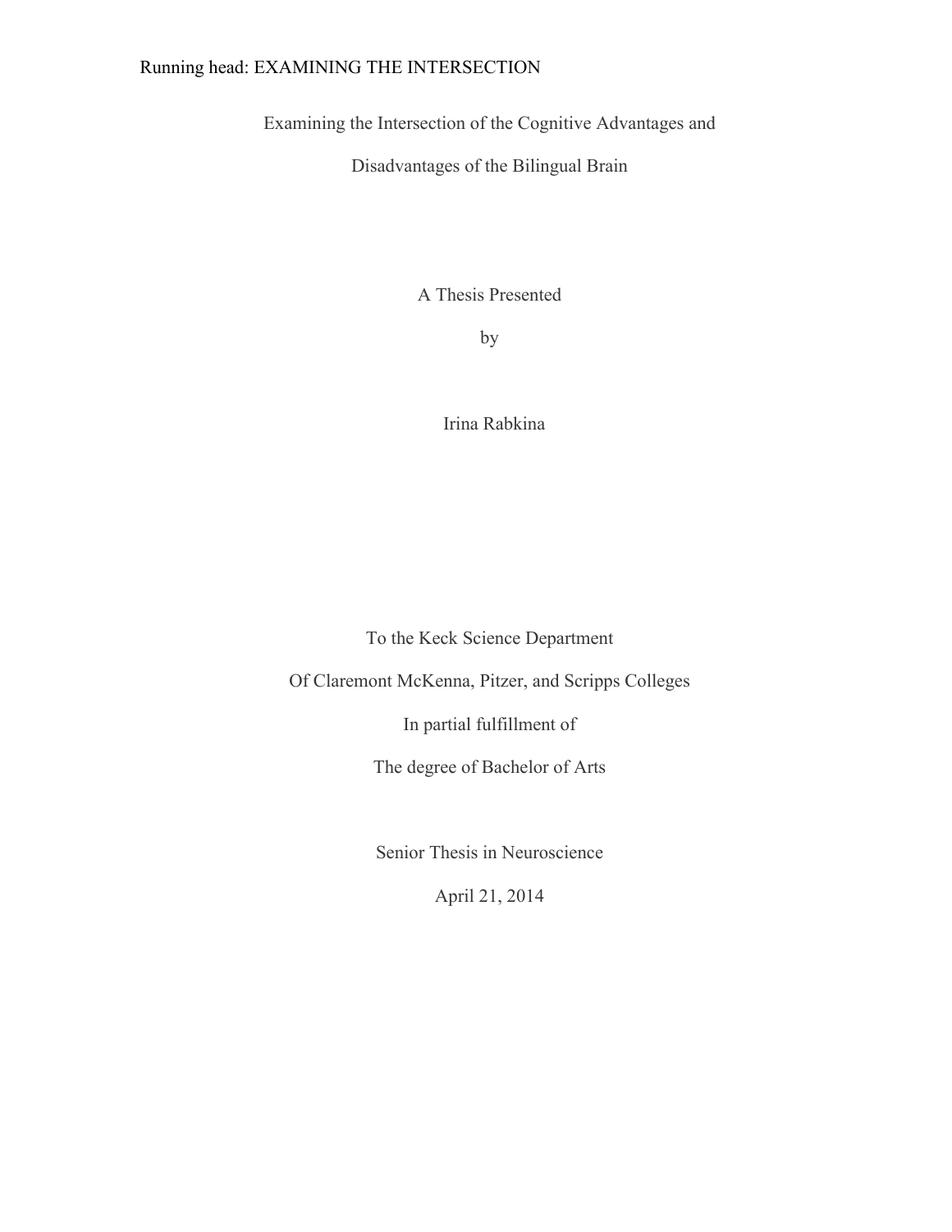# Examining the Intersection of the Cognitive Advantages and Disadvantages of the Bilingual Brain

A Thesis Presented

by

Irina Rabkina

To the Keck Science Department

Of Claremont McKenna, Pitzer, and Scripps Colleges

In partial fulfillment of

The degree of Bachelor of Arts

Senior Thesis in Neuroscience

April 21, 2014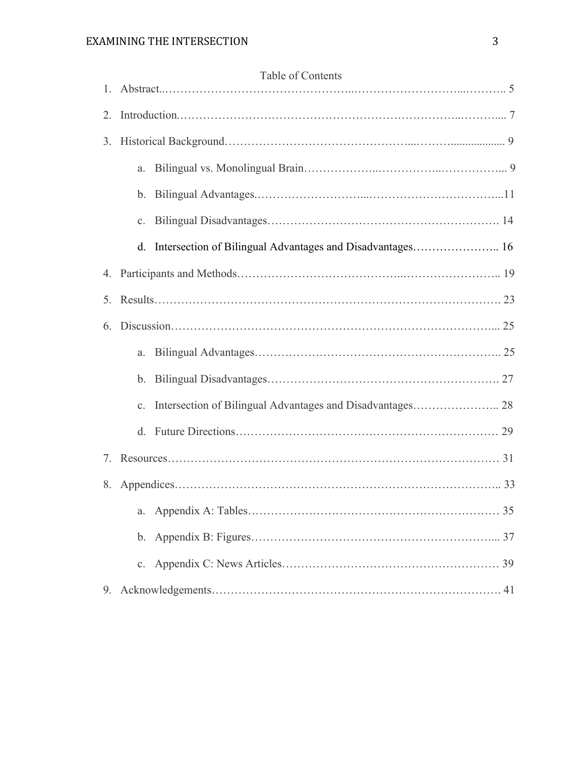Table of Contents

1. Abstract..................................................................................................... 5
2. Introduction.............................................................................................. 7
3. Historical Background.............................................................................. 9
    a. Bilingual vs. Monolingual Brain.......................................................... 9
    b. Bilingual Advantages........................................................................... 11
    c. Bilingual Disadvantages....................................................................... 14
    d. Intersection of Bilingual Advantages and Disadvantages..................... 16
4. Participants and Methods........................................................................... 19
5. Results....................................................................................................... 23
6. Discussion.................................................................................................. 25
    a. Bilingual Advantages........................................................................... 25
    b. Bilingual Disadvantages....................................................................... 27
    c. Intersection of Bilingual Advantages and Disadvantages..................... 28
    d. Future Directions.................................................................................. 29
7. Resources.................................................................................................. 31
8. Appendices................................................................................................ 33
    a. Appendix A: Tables.............................................................................. 35
    b. Appendix B: Figures............................................................................. 37
    c. Appendix C: News Articles.................................................................. 39
9. Acknowledgements.................................................................................... 41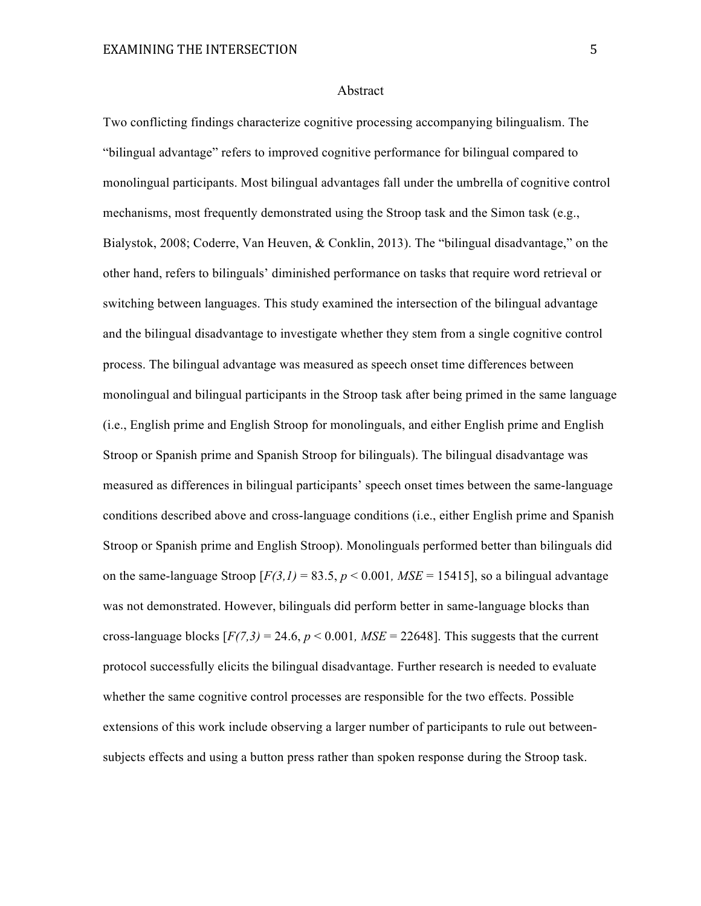# Abstract

Two conflicting findings characterize cognitive processing accompanying bilingualism. The "bilingual advantage" refers to improved cognitive performance for bilingual compared to monolingual participants. Most bilingual advantages fall under the umbrella of cognitive control mechanisms, most frequently demonstrated using the Stroop task and the Simon task (e.g., Bialystok, 2008; Coderre, Van Heuven, & Conklin, 2013). The "bilingual disadvantage," on the other hand, refers to bilinguals' diminished performance on tasks that require word retrieval or switching between languages. This study examined the intersection of the bilingual advantage and the bilingual disadvantage to investigate whether they stem from a single cognitive control process. The bilingual advantage was measured as speech onset time differences between monolingual and bilingual participants in the Stroop task after being primed in the same language (i.e., English prime and English Stroop for monolinguals, and either English prime and English Stroop or Spanish prime and Spanish Stroop for bilinguals). The bilingual disadvantage was measured as differences in bilingual participants' speech onset times between the same-language conditions described above and cross-language conditions (i.e., either English prime and Spanish Stroop or Spanish prime and English Stroop). Monolinguals performed better than bilinguals did on the same-language Stroop [$F(3,1) = 83.5$, $p < 0.001$, $MSE = 15415$], so a bilingual advantage was not demonstrated. However, bilinguals did perform better in same-language blocks than cross-language blocks [$F(7,3) = 24.6$, $p < 0.001$, $MSE = 22648$]. This suggests that the current protocol successfully elicits the bilingual disadvantage. Further research is needed to evaluate whether the same cognitive control processes are responsible for the two effects. Possible extensions of this work include observing a larger number of participants to rule out between-subjects effects and using a button press rather than spoken response during the Stroop task.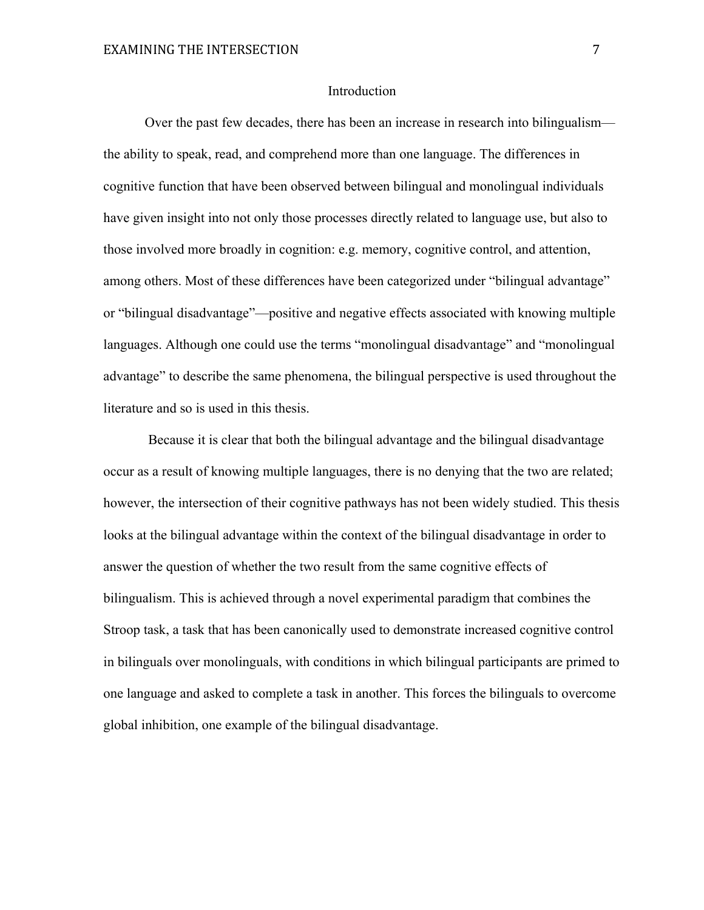# Introduction

Over the past few decades, there has been an increase in research into bilingualism—the ability to speak, read, and comprehend more than one language. The differences in cognitive function that have been observed between bilingual and monolingual individuals have given insight into not only those processes directly related to language use, but also to those involved more broadly in cognition: e.g. memory, cognitive control, and attention, among others. Most of these differences have been categorized under "bilingual advantage" or "bilingual disadvantage"—positive and negative effects associated with knowing multiple languages. Although one could use the terms "monolingual disadvantage" and "monolingual advantage" to describe the same phenomena, the bilingual perspective is used throughout the literature and so is used in this thesis.

Because it is clear that both the bilingual advantage and the bilingual disadvantage occur as a result of knowing multiple languages, there is no denying that the two are related; however, the intersection of their cognitive pathways has not been widely studied. This thesis looks at the bilingual advantage within the context of the bilingual disadvantage in order to answer the question of whether the two result from the same cognitive effects of bilingualism. This is achieved through a novel experimental paradigm that combines the Stroop task, a task that has been canonically used to demonstrate increased cognitive control in bilinguals over monolinguals, with conditions in which bilingual participants are primed to one language and asked to complete a task in another. This forces the bilinguals to overcome global inhibition, one example of the bilingual disadvantage.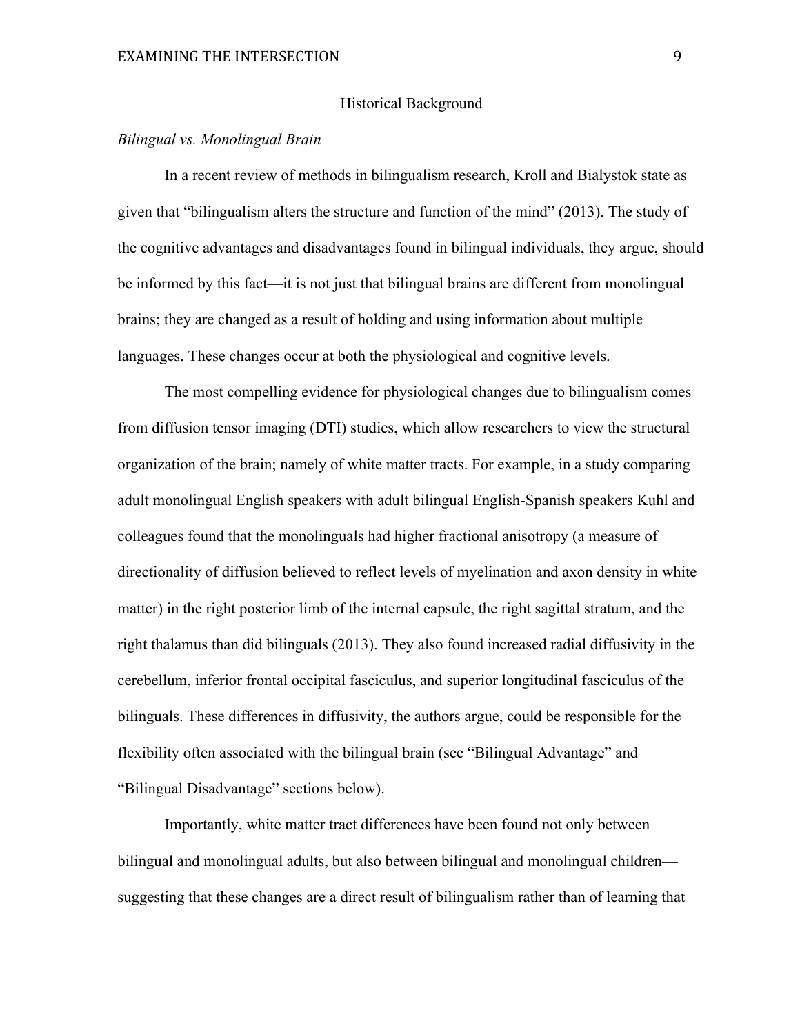## Historical Background

### *Bilingual vs. Monolingual Brain*

In a recent review of methods in bilingualism research, Kroll and Bialystok state as given that "bilingualism alters the structure and function of the mind" (2013). The study of the cognitive advantages and disadvantages found in bilingual individuals, they argue, should be informed by this fact—it is not just that bilingual brains are different from monolingual brains; they are changed as a result of holding and using information about multiple languages. These changes occur at both the physiological and cognitive levels.

The most compelling evidence for physiological changes due to bilingualism comes from diffusion tensor imaging (DTI) studies, which allow researchers to view the structural organization of the brain; namely of white matter tracts. For example, in a study comparing adult monolingual English speakers with adult bilingual English-Spanish speakers Kuhl and colleagues found that the monolinguals had higher fractional anisotropy (a measure of directionality of diffusion believed to reflect levels of myelination and axon density in white matter) in the right posterior limb of the internal capsule, the right sagittal stratum, and the right thalamus than did bilinguals (2013). They also found increased radial diffusivity in the cerebellum, inferior frontal occipital fasciculus, and superior longitudinal fasciculus of the bilinguals. These differences in diffusivity, the authors argue, could be responsible for the flexibility often associated with the bilingual brain (see "Bilingual Advantage" and "Bilingual Disadvantage" sections below).

Importantly, white matter tract differences have been found not only between bilingual and monolingual adults, but also between bilingual and monolingual children—suggesting that these changes are a direct result of bilingualism rather than of learning that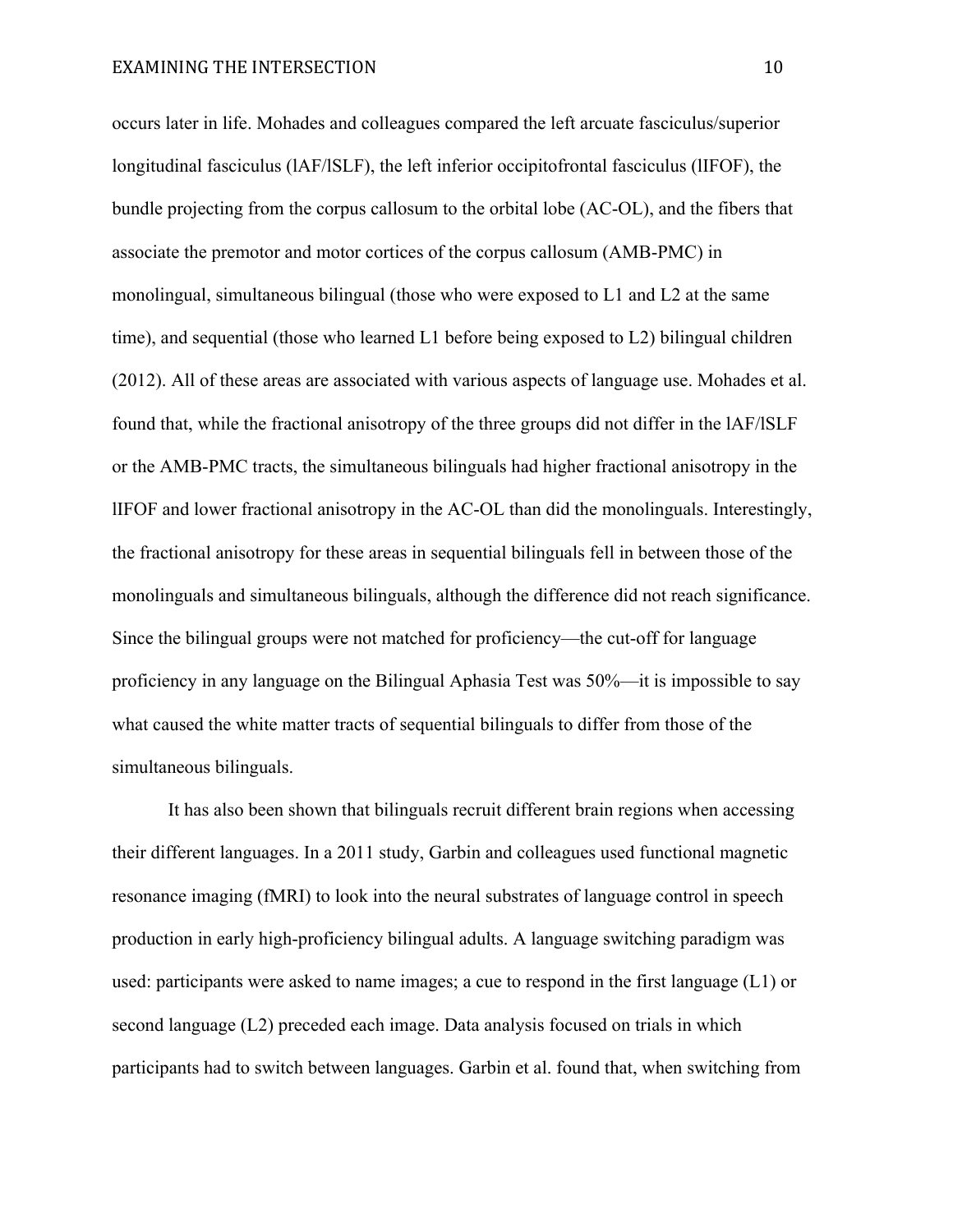occurs later in life. Mohades and colleagues compared the left arcuate fasciculus/superior longitudinal fasciculus (lAF/lSLF), the left inferior occipitofrontal fasciculus (lIFOF), the bundle projecting from the corpus callosum to the orbital lobe (AC-OL), and the fibers that associate the premotor and motor cortices of the corpus callosum (AMB-PMC) in monolingual, simultaneous bilingual (those who were exposed to L1 and L2 at the same time), and sequential (those who learned L1 before being exposed to L2) bilingual children (2012). All of these areas are associated with various aspects of language use. Mohades et al. found that, while the fractional anisotropy of the three groups did not differ in the lAF/lSLF or the AMB-PMC tracts, the simultaneous bilinguals had higher fractional anisotropy in the lIFOF and lower fractional anisotropy in the AC-OL than did the monolinguals. Interestingly, the fractional anisotropy for these areas in sequential bilinguals fell in between those of the monolinguals and simultaneous bilinguals, although the difference did not reach significance. Since the bilingual groups were not matched for proficiency—the cut-off for language proficiency in any language on the Bilingual Aphasia Test was 50%—it is impossible to say what caused the white matter tracts of sequential bilinguals to differ from those of the simultaneous bilinguals.

It has also been shown that bilinguals recruit different brain regions when accessing their different languages. In a 2011 study, Garbin and colleagues used functional magnetic resonance imaging (fMRI) to look into the neural substrates of language control in speech production in early high-proficiency bilingual adults. A language switching paradigm was used: participants were asked to name images; a cue to respond in the first language (L1) or second language (L2) preceded each image. Data analysis focused on trials in which participants had to switch between languages. Garbin et al. found that, when switching from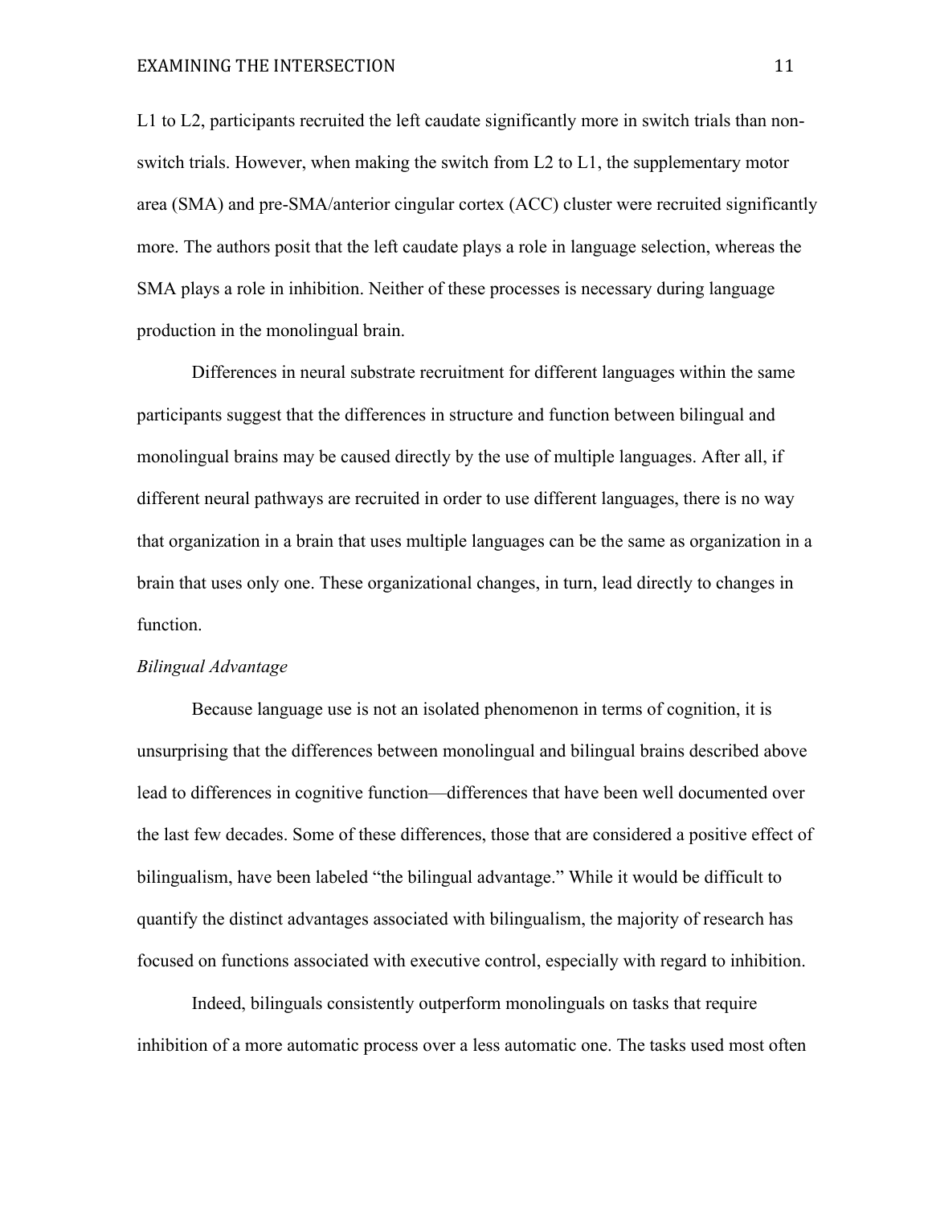L1 to L2, participants recruited the left caudate significantly more in switch trials than non-switch trials. However, when making the switch from L2 to L1, the supplementary motor area (SMA) and pre-SMA/anterior cingular cortex (ACC) cluster were recruited significantly more. The authors posit that the left caudate plays a role in language selection, whereas the SMA plays a role in inhibition. Neither of these processes is necessary during language production in the monolingual brain.

Differences in neural substrate recruitment for different languages within the same participants suggest that the differences in structure and function between bilingual and monolingual brains may be caused directly by the use of multiple languages. After all, if different neural pathways are recruited in order to use different languages, there is no way that organization in a brain that uses multiple languages can be the same as organization in a brain that uses only one. These organizational changes, in turn, lead directly to changes in function.

*Bilingual Advantage*

Because language use is not an isolated phenomenon in terms of cognition, it is unsurprising that the differences between monolingual and bilingual brains described above lead to differences in cognitive function—differences that have been well documented over the last few decades. Some of these differences, those that are considered a positive effect of bilingualism, have been labeled "the bilingual advantage." While it would be difficult to quantify the distinct advantages associated with bilingualism, the majority of research has focused on functions associated with executive control, especially with regard to inhibition.

Indeed, bilinguals consistently outperform monolinguals on tasks that require inhibition of a more automatic process over a less automatic one. The tasks used most often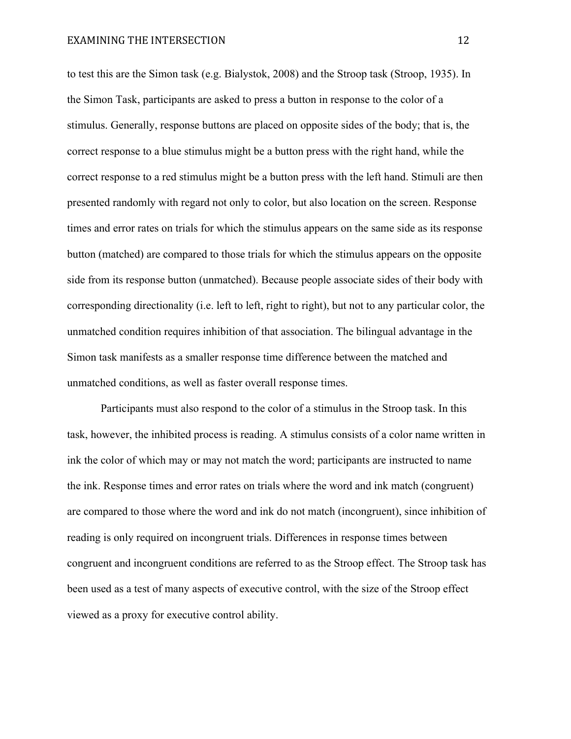to test this are the Simon task (e.g. Bialystok, 2008) and the Stroop task (Stroop, 1935). In the Simon Task, participants are asked to press a button in response to the color of a stimulus. Generally, response buttons are placed on opposite sides of the body; that is, the correct response to a blue stimulus might be a button press with the right hand, while the correct response to a red stimulus might be a button press with the left hand. Stimuli are then presented randomly with regard not only to color, but also location on the screen. Response times and error rates on trials for which the stimulus appears on the same side as its response button (matched) are compared to those trials for which the stimulus appears on the opposite side from its response button (unmatched). Because people associate sides of their body with corresponding directionality (i.e. left to left, right to right), but not to any particular color, the unmatched condition requires inhibition of that association. The bilingual advantage in the Simon task manifests as a smaller response time difference between the matched and unmatched conditions, as well as faster overall response times.

Participants must also respond to the color of a stimulus in the Stroop task. In this task, however, the inhibited process is reading. A stimulus consists of a color name written in ink the color of which may or may not match the word; participants are instructed to name the ink. Response times and error rates on trials where the word and ink match (congruent) are compared to those where the word and ink do not match (incongruent), since inhibition of reading is only required on incongruent trials. Differences in response times between congruent and incongruent conditions are referred to as the Stroop effect. The Stroop task has been used as a test of many aspects of executive control, with the size of the Stroop effect viewed as a proxy for executive control ability.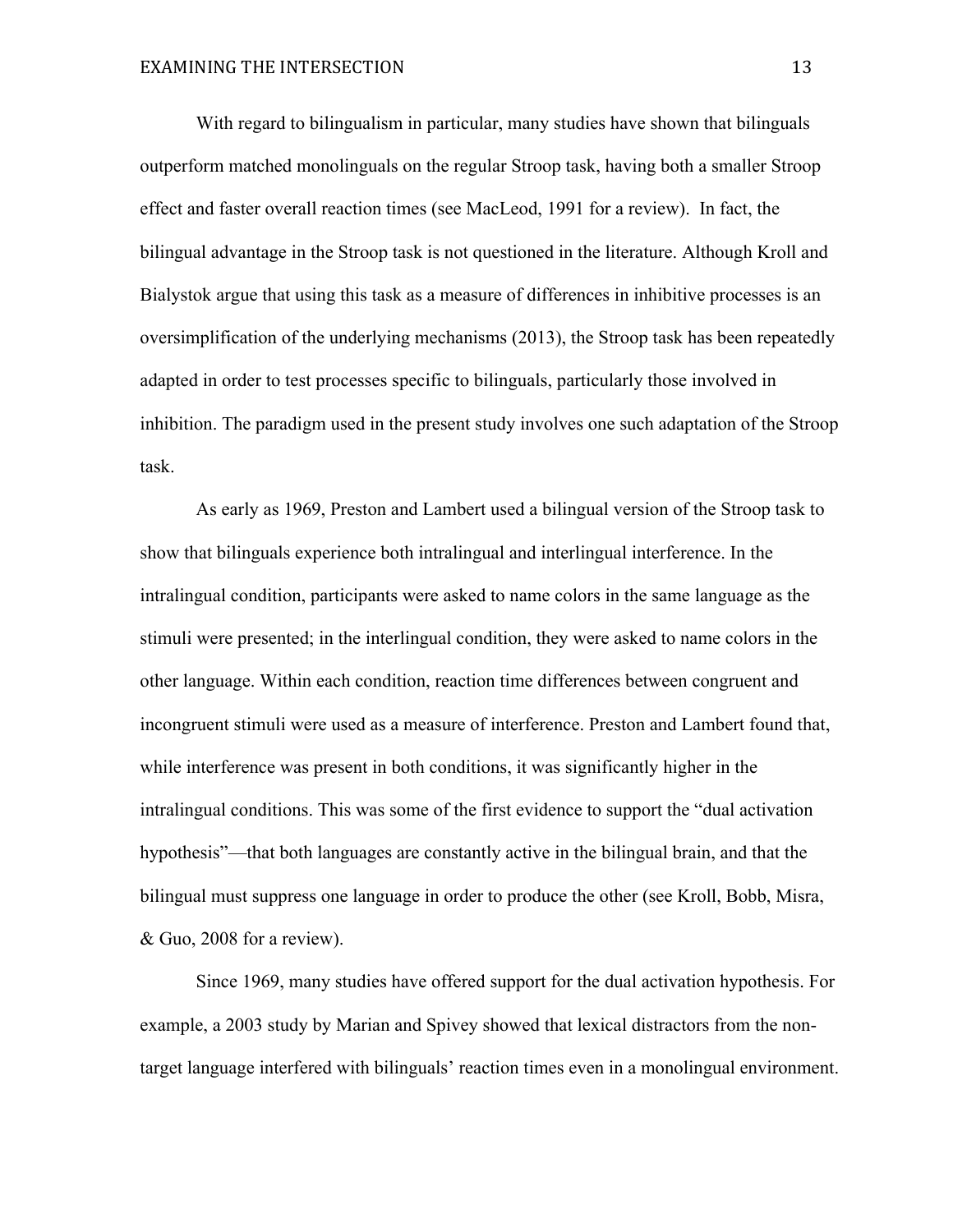With regard to bilingualism in particular, many studies have shown that bilinguals outperform matched monolinguals on the regular Stroop task, having both a smaller Stroop effect and faster overall reaction times (see MacLeod, 1991 for a review). In fact, the bilingual advantage in the Stroop task is not questioned in the literature. Although Kroll and Bialystok argue that using this task as a measure of differences in inhibitive processes is an oversimplification of the underlying mechanisms (2013), the Stroop task has been repeatedly adapted in order to test processes specific to bilinguals, particularly those involved in inhibition. The paradigm used in the present study involves one such adaptation of the Stroop task.

As early as 1969, Preston and Lambert used a bilingual version of the Stroop task to show that bilinguals experience both intralingual and interlingual interference. In the intralingual condition, participants were asked to name colors in the same language as the stimuli were presented; in the interlingual condition, they were asked to name colors in the other language. Within each condition, reaction time differences between congruent and incongruent stimuli were used as a measure of interference. Preston and Lambert found that, while interference was present in both conditions, it was significantly higher in the intralingual conditions. This was some of the first evidence to support the "dual activation hypothesis"—that both languages are constantly active in the bilingual brain, and that the bilingual must suppress one language in order to produce the other (see Kroll, Bobb, Misra, & Guo, 2008 for a review).

Since 1969, many studies have offered support for the dual activation hypothesis. For example, a 2003 study by Marian and Spivey showed that lexical distractors from the non-target language interfered with bilinguals' reaction times even in a monolingual environment.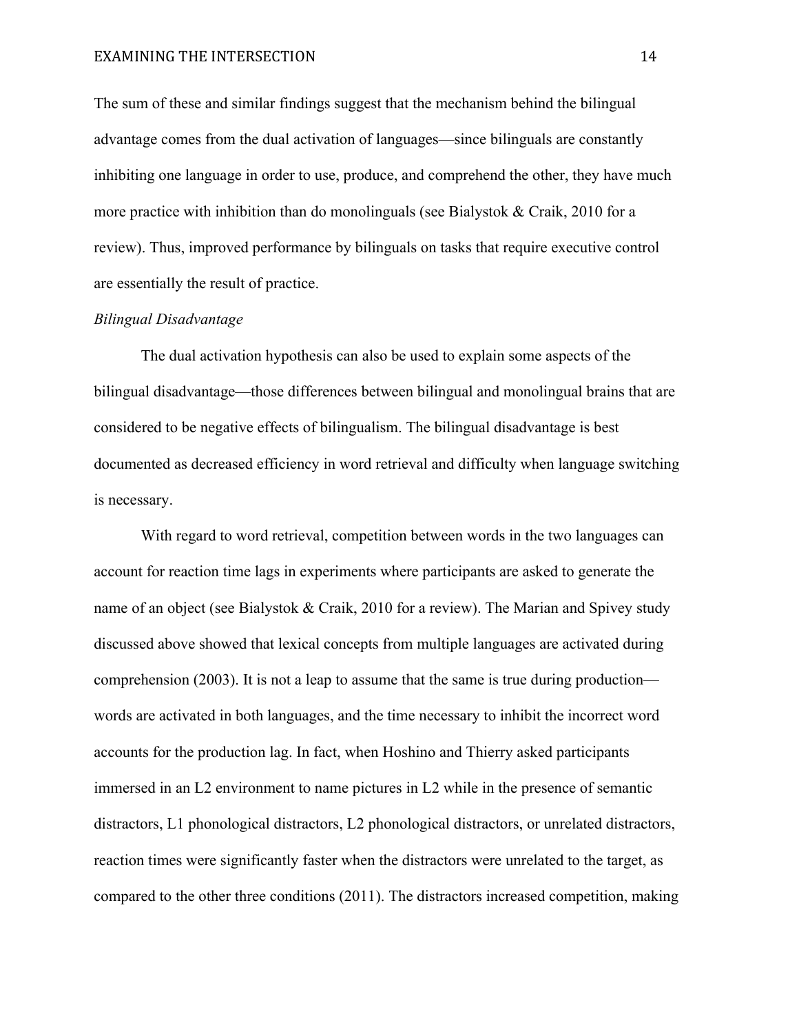The sum of these and similar findings suggest that the mechanism behind the bilingual advantage comes from the dual activation of languages—since bilinguals are constantly inhibiting one language in order to use, produce, and comprehend the other, they have much more practice with inhibition than do monolinguals (see Bialystok & Craik, 2010 for a review). Thus, improved performance by bilinguals on tasks that require executive control are essentially the result of practice.

*Bilingual Disadvantage*

The dual activation hypothesis can also be used to explain some aspects of the bilingual disadvantage—those differences between bilingual and monolingual brains that are considered to be negative effects of bilingualism. The bilingual disadvantage is best documented as decreased efficiency in word retrieval and difficulty when language switching is necessary.

With regard to word retrieval, competition between words in the two languages can account for reaction time lags in experiments where participants are asked to generate the name of an object (see Bialystok & Craik, 2010 for a review). The Marian and Spivey study discussed above showed that lexical concepts from multiple languages are activated during comprehension (2003). It is not a leap to assume that the same is true during production—words are activated in both languages, and the time necessary to inhibit the incorrect word accounts for the production lag. In fact, when Hoshino and Thierry asked participants immersed in an L2 environment to name pictures in L2 while in the presence of semantic distractors, L1 phonological distractors, L2 phonological distractors, or unrelated distractors, reaction times were significantly faster when the distractors were unrelated to the target, as compared to the other three conditions (2011). The distractors increased competition, making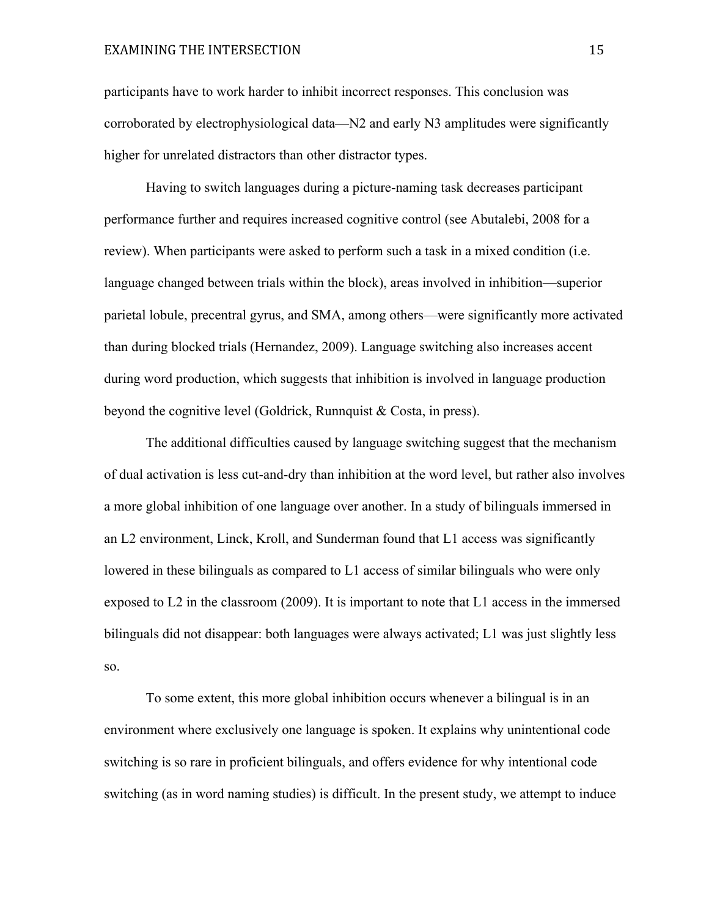participants have to work harder to inhibit incorrect responses. This conclusion was corroborated by electrophysiological data—N2 and early N3 amplitudes were significantly higher for unrelated distractors than other distractor types.

Having to switch languages during a picture-naming task decreases participant performance further and requires increased cognitive control (see Abutalebi, 2008 for a review). When participants were asked to perform such a task in a mixed condition (i.e. language changed between trials within the block), areas involved in inhibition—superior parietal lobule, precentral gyrus, and SMA, among others—were significantly more activated than during blocked trials (Hernandez, 2009). Language switching also increases accent during word production, which suggests that inhibition is involved in language production beyond the cognitive level (Goldrick, Runnquist & Costa, in press).

The additional difficulties caused by language switching suggest that the mechanism of dual activation is less cut-and-dry than inhibition at the word level, but rather also involves a more global inhibition of one language over another. In a study of bilinguals immersed in an L2 environment, Linck, Kroll, and Sunderman found that L1 access was significantly lowered in these bilinguals as compared to L1 access of similar bilinguals who were only exposed to L2 in the classroom (2009). It is important to note that L1 access in the immersed bilinguals did not disappear: both languages were always activated; L1 was just slightly less so.

To some extent, this more global inhibition occurs whenever a bilingual is in an environment where exclusively one language is spoken. It explains why unintentional code switching is so rare in proficient bilinguals, and offers evidence for why intentional code switching (as in word naming studies) is difficult. In the present study, we attempt to induce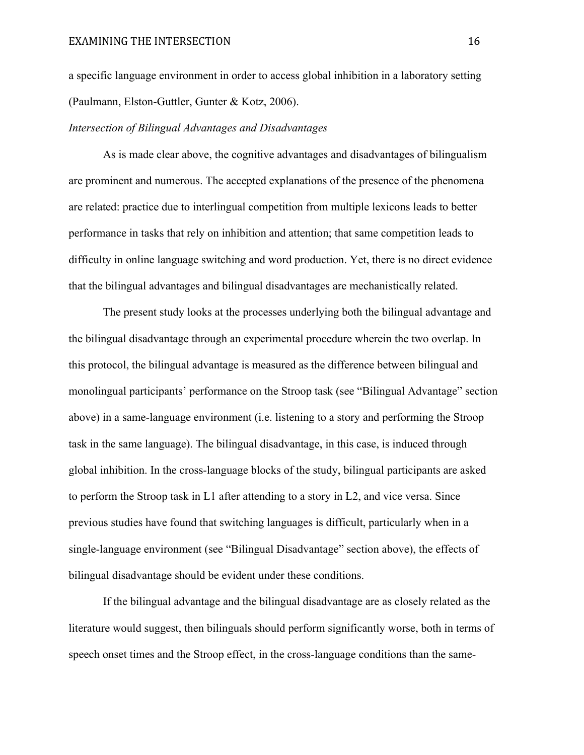a specific language environment in order to access global inhibition in a laboratory setting (Paulmann, Elston-Guttler, Gunter & Kotz, 2006).

*Intersection of Bilingual Advantages and Disadvantages*

As is made clear above, the cognitive advantages and disadvantages of bilingualism are prominent and numerous. The accepted explanations of the presence of the phenomena are related: practice due to interlingual competition from multiple lexicons leads to better performance in tasks that rely on inhibition and attention; that same competition leads to difficulty in online language switching and word production. Yet, there is no direct evidence that the bilingual advantages and bilingual disadvantages are mechanistically related.

The present study looks at the processes underlying both the bilingual advantage and the bilingual disadvantage through an experimental procedure wherein the two overlap. In this protocol, the bilingual advantage is measured as the difference between bilingual and monolingual participants' performance on the Stroop task (see "Bilingual Advantage" section above) in a same-language environment (i.e. listening to a story and performing the Stroop task in the same language). The bilingual disadvantage, in this case, is induced through global inhibition. In the cross-language blocks of the study, bilingual participants are asked to perform the Stroop task in L1 after attending to a story in L2, and vice versa. Since previous studies have found that switching languages is difficult, particularly when in a single-language environment (see "Bilingual Disadvantage" section above), the effects of bilingual disadvantage should be evident under these conditions.

If the bilingual advantage and the bilingual disadvantage are as closely related as the literature would suggest, then bilinguals should perform significantly worse, both in terms of speech onset times and the Stroop effect, in the cross-language conditions than the same-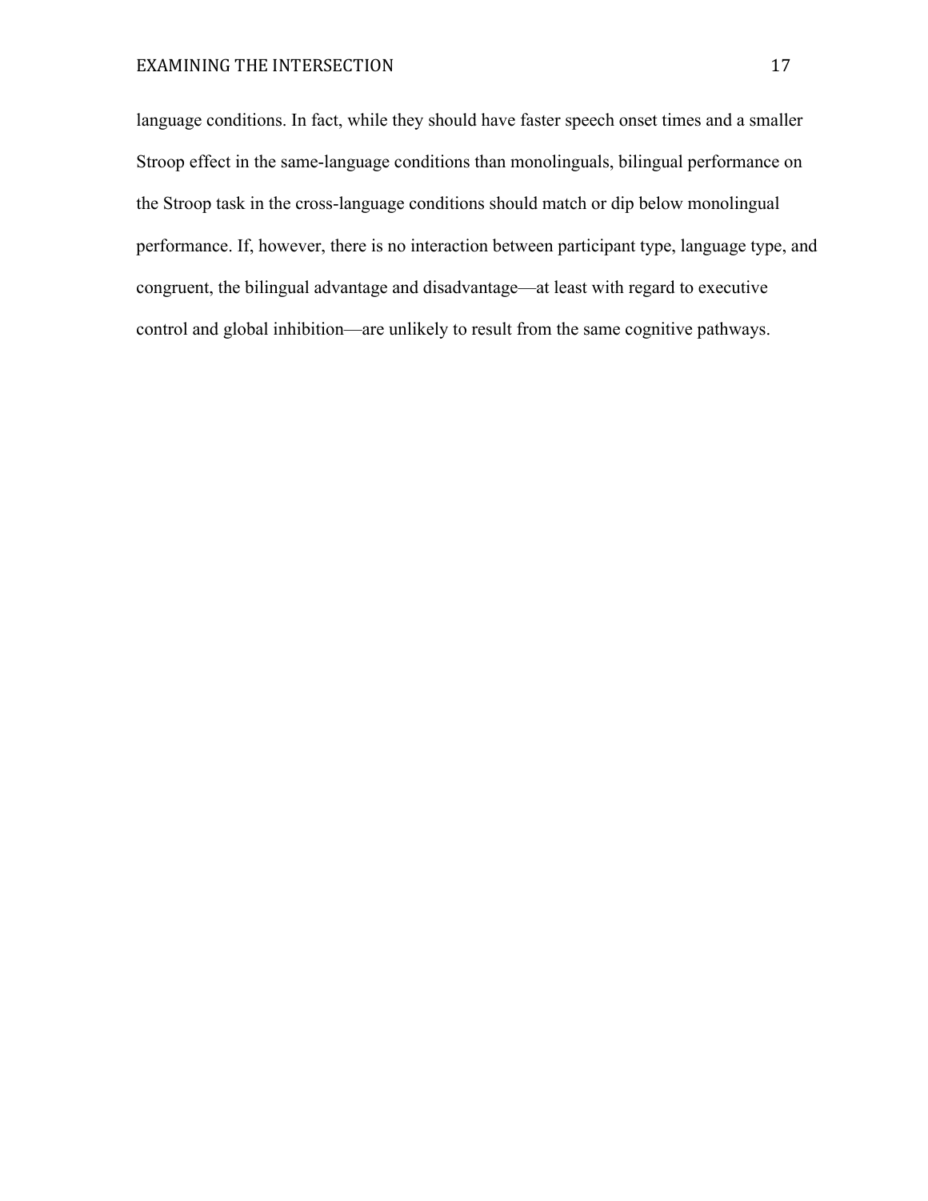language conditions. In fact, while they should have faster speech onset times and a smaller Stroop effect in the same-language conditions than monolinguals, bilingual performance on the Stroop task in the cross-language conditions should match or dip below monolingual performance. If, however, there is no interaction between participant type, language type, and congruent, the bilingual advantage and disadvantage—at least with regard to executive control and global inhibition—are unlikely to result from the same cognitive pathways.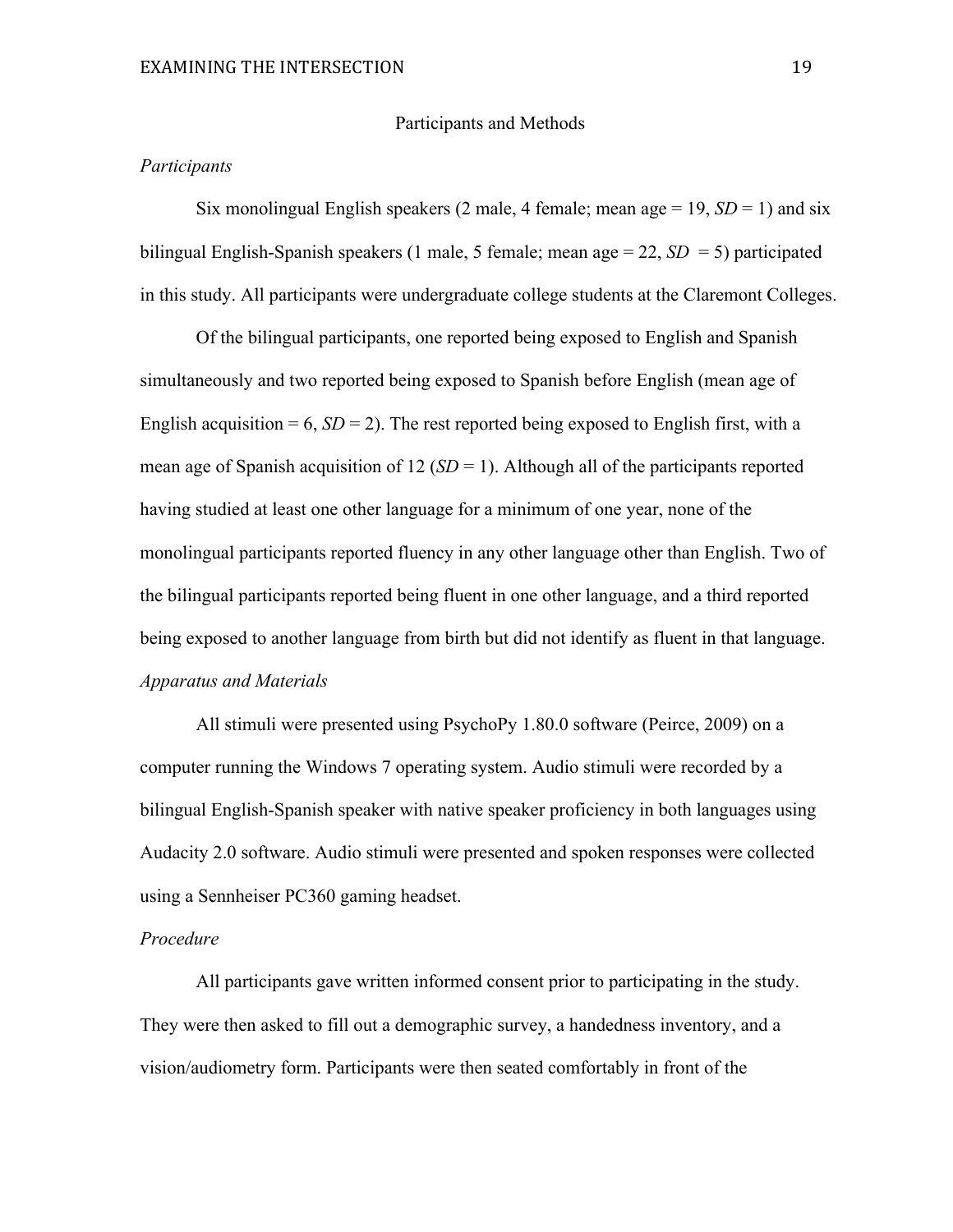## Participants and Methods

### *Participants*

Six monolingual English speakers (2 male, 4 female; mean age = 19, *SD* = 1) and six bilingual English-Spanish speakers (1 male, 5 female; mean age = 22, *SD* = 5) participated in this study. All participants were undergraduate college students at the Claremont Colleges.

Of the bilingual participants, one reported being exposed to English and Spanish simultaneously and two reported being exposed to Spanish before English (mean age of English acquisition = 6, *SD* = 2). The rest reported being exposed to English first, with a mean age of Spanish acquisition of 12 (*SD* = 1). Although all of the participants reported having studied at least one other language for a minimum of one year, none of the monolingual participants reported fluency in any other language other than English. Two of the bilingual participants reported being fluent in one other language, and a third reported being exposed to another language from birth but did not identify as fluent in that language.

### *Apparatus and Materials*

All stimuli were presented using PsychoPy 1.80.0 software (Peirce, 2009) on a computer running the Windows 7 operating system. Audio stimuli were recorded by a bilingual English-Spanish speaker with native speaker proficiency in both languages using Audacity 2.0 software. Audio stimuli were presented and spoken responses were collected using a Sennheiser PC360 gaming headset.

### *Procedure*

All participants gave written informed consent prior to participating in the study. They were then asked to fill out a demographic survey, a handedness inventory, and a vision/audiometry form. Participants were then seated comfortably in front of the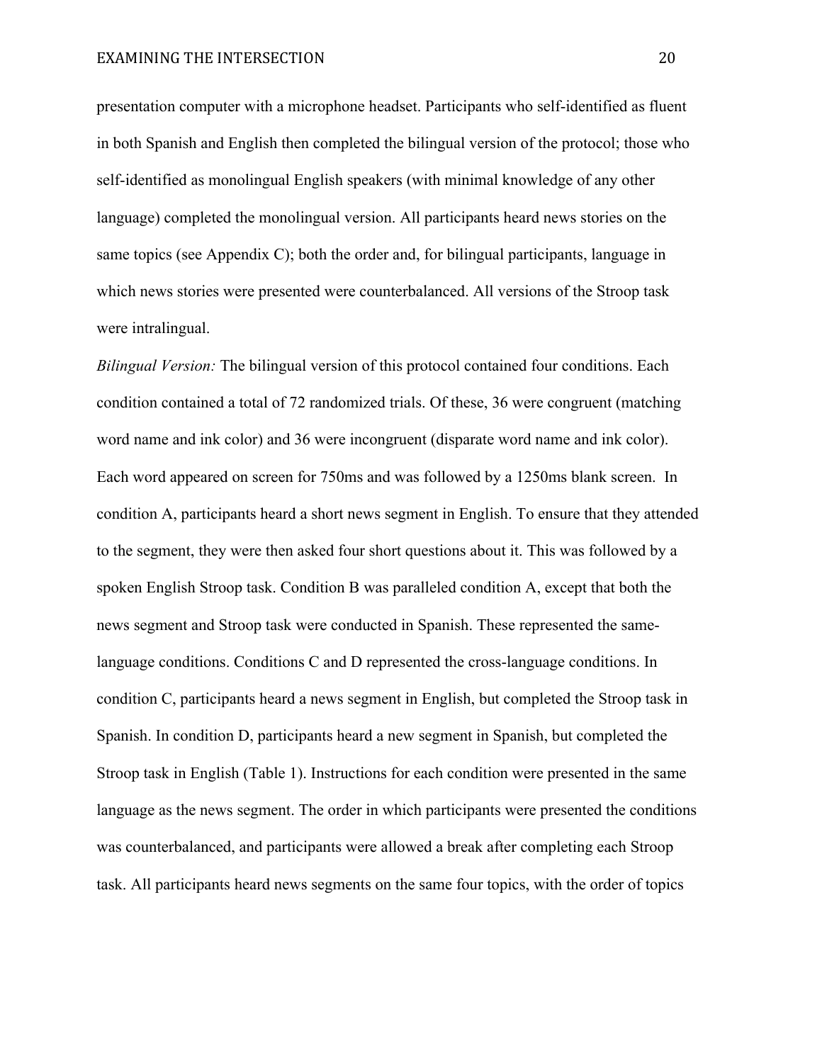presentation computer with a microphone headset. Participants who self-identified as fluent in both Spanish and English then completed the bilingual version of the protocol; those who self-identified as monolingual English speakers (with minimal knowledge of any other language) completed the monolingual version. All participants heard news stories on the same topics (see Appendix C); both the order and, for bilingual participants, language in which news stories were presented were counterbalanced. All versions of the Stroop task were intralingual.

*Bilingual Version:* The bilingual version of this protocol contained four conditions. Each condition contained a total of 72 randomized trials. Of these, 36 were congruent (matching word name and ink color) and 36 were incongruent (disparate word name and ink color). Each word appeared on screen for 750ms and was followed by a 1250ms blank screen. In condition A, participants heard a short news segment in English. To ensure that they attended to the segment, they were then asked four short questions about it. This was followed by a spoken English Stroop task. Condition B was paralleled condition A, except that both the news segment and Stroop task were conducted in Spanish. These represented the same-language conditions. Conditions C and D represented the cross-language conditions. In condition C, participants heard a news segment in English, but completed the Stroop task in Spanish. In condition D, participants heard a new segment in Spanish, but completed the Stroop task in English (Table 1). Instructions for each condition were presented in the same language as the news segment. The order in which participants were presented the conditions was counterbalanced, and participants were allowed a break after completing each Stroop task. All participants heard news segments on the same four topics, with the order of topics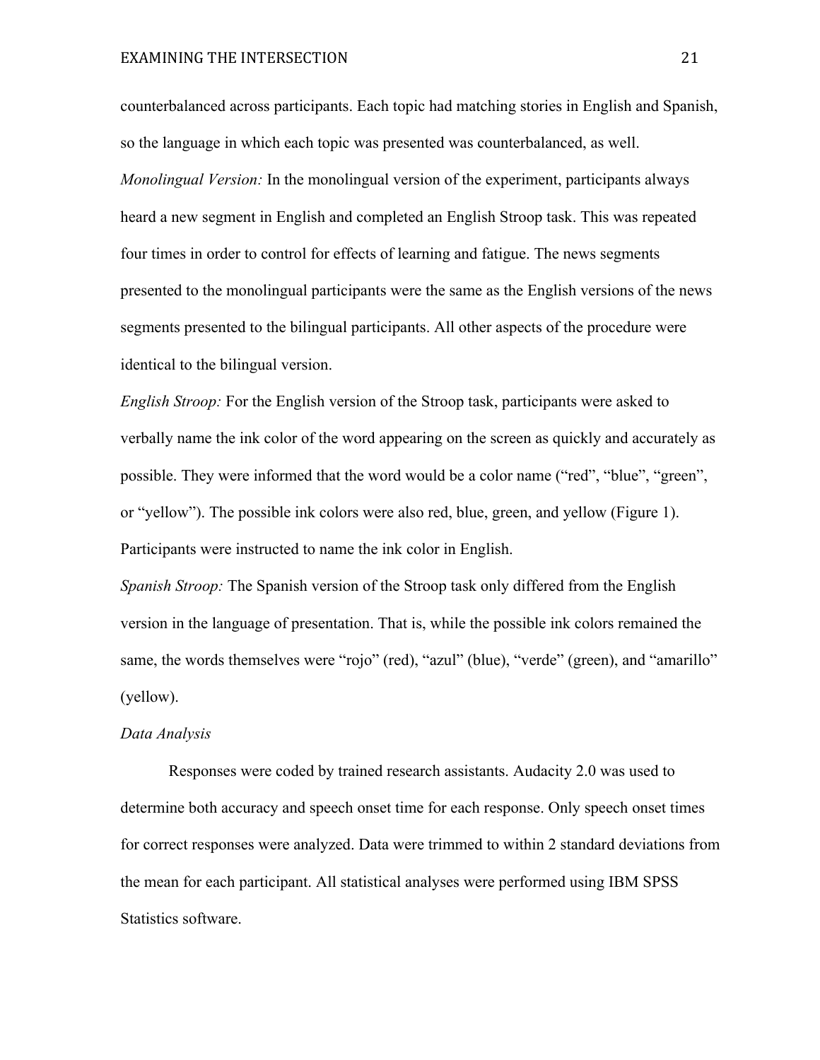counterbalanced across participants. Each topic had matching stories in English and Spanish, so the language in which each topic was presented was counterbalanced, as well.

*Monolingual Version:* In the monolingual version of the experiment, participants always heard a new segment in English and completed an English Stroop task. This was repeated four times in order to control for effects of learning and fatigue. The news segments presented to the monolingual participants were the same as the English versions of the news segments presented to the bilingual participants. All other aspects of the procedure were identical to the bilingual version.

*English Stroop:* For the English version of the Stroop task, participants were asked to verbally name the ink color of the word appearing on the screen as quickly and accurately as possible. They were informed that the word would be a color name ("red", "blue", "green", or "yellow"). The possible ink colors were also red, blue, green, and yellow (Figure 1). Participants were instructed to name the ink color in English.

*Spanish Stroop:* The Spanish version of the Stroop task only differed from the English version in the language of presentation. That is, while the possible ink colors remained the same, the words themselves were "rojo" (red), "azul" (blue), "verde" (green), and "amarillo" (yellow).

*Data Analysis*

Responses were coded by trained research assistants. Audacity 2.0 was used to determine both accuracy and speech onset time for each response. Only speech onset times for correct responses were analyzed. Data were trimmed to within 2 standard deviations from the mean for each participant. All statistical analyses were performed using IBM SPSS Statistics software.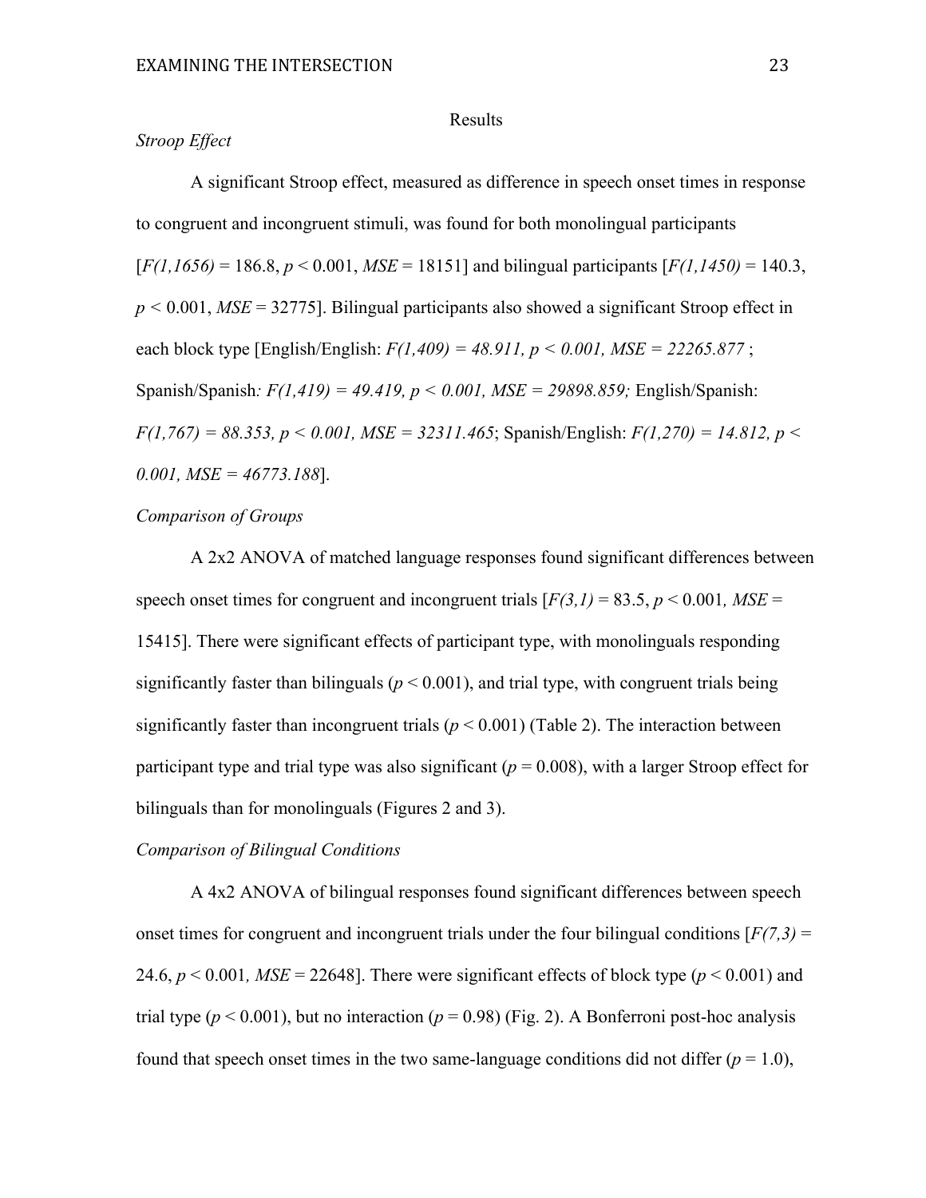Results

*Stroop Effect*

A significant Stroop effect, measured as difference in speech onset times in response to congruent and incongruent stimuli, was found for both monolingual participants [$F(1,1656) = 186.8$, $p < 0.001$, $MSE = 18151$] and bilingual participants [$F(1,1450) = 140.3$, $p < 0.001$, $MSE = 32775$]. Bilingual participants also showed a significant Stroop effect in each block type [English/English: $F(1,409) = 48.911$, $p < 0.001$, $MSE = 22265.877$ ; Spanish/Spanish: $F(1,419) = 49.419$, $p < 0.001$, $MSE = 29898.859$; English/Spanish: $F(1,767) = 88.353$, $p < 0.001$, $MSE = 32311.465$; Spanish/English: $F(1,270) = 14.812$, $p < 0.001$, $MSE = 46773.188$].

*Comparison of Groups*

A 2x2 ANOVA of matched language responses found significant differences between speech onset times for congruent and incongruent trials [$F(3,1) = 83.5$, $p < 0.001$, $MSE = 15415$]. There were significant effects of participant type, with monolinguals responding significantly faster than bilinguals ($p < 0.001$), and trial type, with congruent trials being significantly faster than incongruent trials ($p < 0.001$) (Table 2). The interaction between participant type and trial type was also significant ($p = 0.008$), with a larger Stroop effect for bilinguals than for monolinguals (Figures 2 and 3).

*Comparison of Bilingual Conditions*

A 4x2 ANOVA of bilingual responses found significant differences between speech onset times for congruent and incongruent trials under the four bilingual conditions [$F(7,3) = 24.6$, $p < 0.001$, $MSE = 22648$]. There were significant effects of block type ($p < 0.001$) and trial type ($p < 0.001$), but no interaction ($p = 0.98$) (Fig. 2). A Bonferroni post-hoc analysis found that speech onset times in the two same-language conditions did not differ ($p = 1.0$),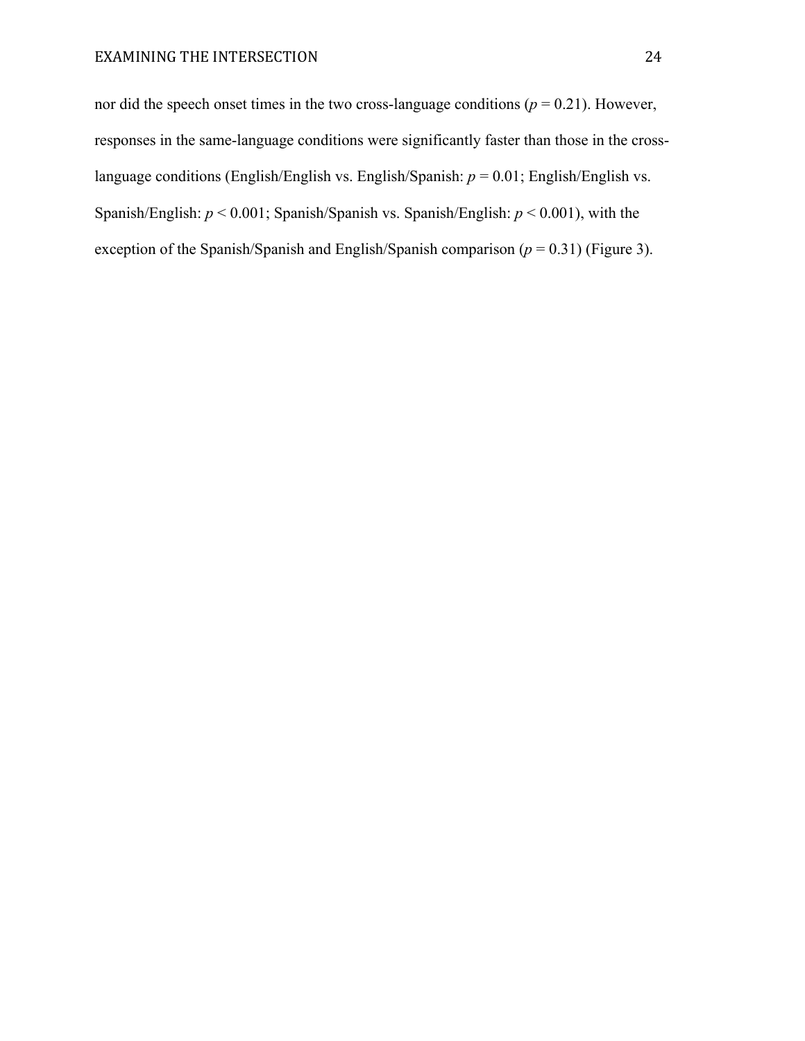nor did the speech onset times in the two cross-language conditions ($p = 0.21$). However, responses in the same-language conditions were significantly faster than those in the cross-language conditions (English/English vs. English/Spanish: $p = 0.01$; English/English vs. Spanish/English: $p < 0.001$; Spanish/Spanish vs. Spanish/English: $p < 0.001$), with the exception of the Spanish/Spanish and English/Spanish comparison ($p = 0.31$) (Figure 3).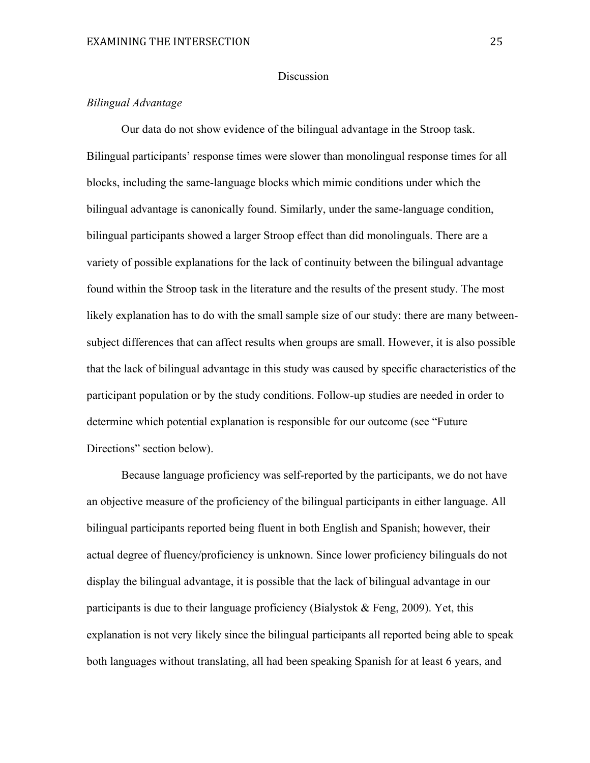# Discussion

## *Bilingual Advantage*

Our data do not show evidence of the bilingual advantage in the Stroop task. Bilingual participants' response times were slower than monolingual response times for all blocks, including the same-language blocks which mimic conditions under which the bilingual advantage is canonically found. Similarly, under the same-language condition, bilingual participants showed a larger Stroop effect than did monolinguals. There are a variety of possible explanations for the lack of continuity between the bilingual advantage found within the Stroop task in the literature and the results of the present study. The most likely explanation has to do with the small sample size of our study: there are many between-subject differences that can affect results when groups are small. However, it is also possible that the lack of bilingual advantage in this study was caused by specific characteristics of the participant population or by the study conditions. Follow-up studies are needed in order to determine which potential explanation is responsible for our outcome (see "Future Directions" section below).

Because language proficiency was self-reported by the participants, we do not have an objective measure of the proficiency of the bilingual participants in either language. All bilingual participants reported being fluent in both English and Spanish; however, their actual degree of fluency/proficiency is unknown. Since lower proficiency bilinguals do not display the bilingual advantage, it is possible that the lack of bilingual advantage in our participants is due to their language proficiency (Bialystok & Feng, 2009). Yet, this explanation is not very likely since the bilingual participants all reported being able to speak both languages without translating, all had been speaking Spanish for at least 6 years, and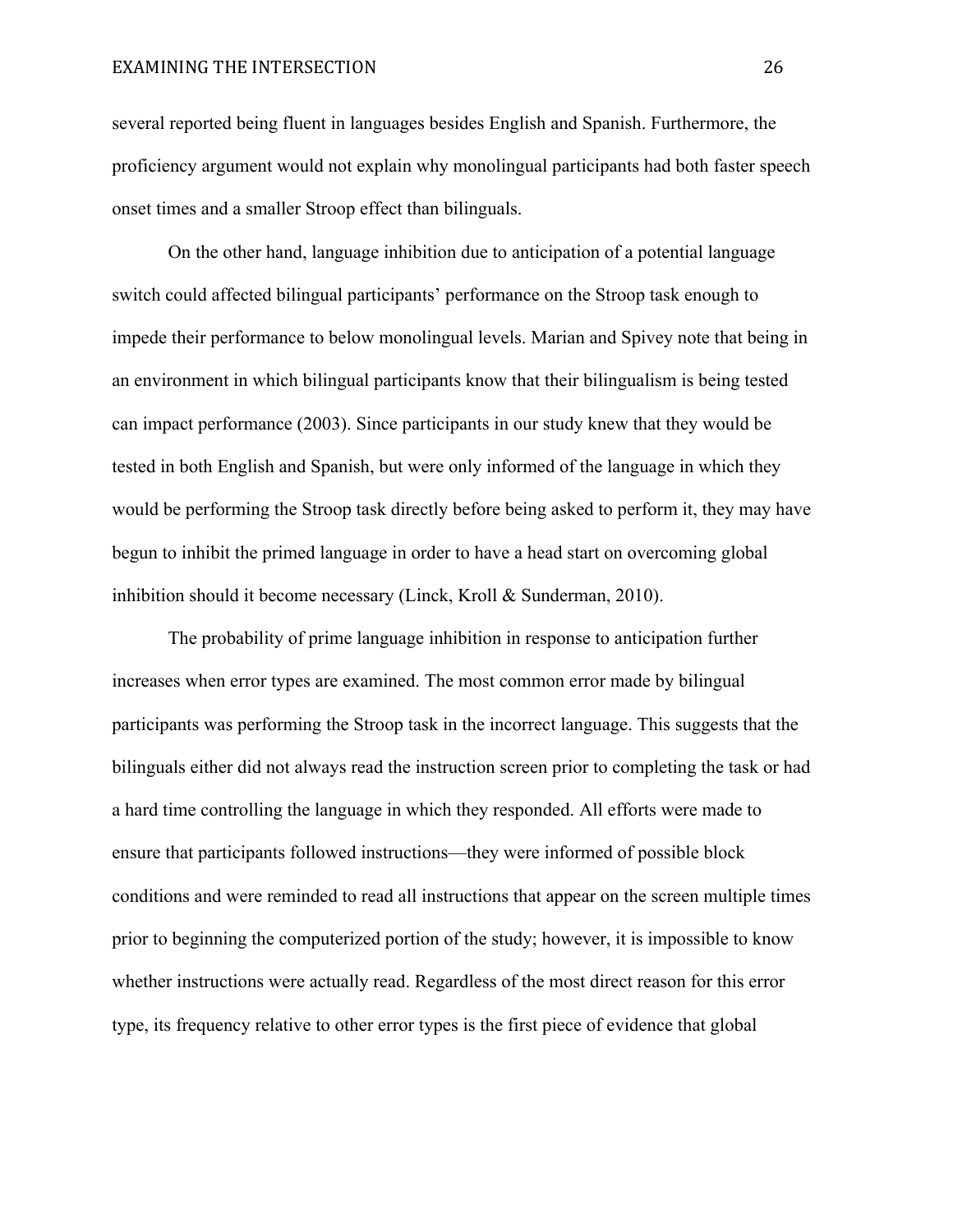several reported being fluent in languages besides English and Spanish. Furthermore, the proficiency argument would not explain why monolingual participants had both faster speech onset times and a smaller Stroop effect than bilinguals.

On the other hand, language inhibition due to anticipation of a potential language switch could affected bilingual participants' performance on the Stroop task enough to impede their performance to below monolingual levels. Marian and Spivey note that being in an environment in which bilingual participants know that their bilingualism is being tested can impact performance (2003). Since participants in our study knew that they would be tested in both English and Spanish, but were only informed of the language in which they would be performing the Stroop task directly before being asked to perform it, they may have begun to inhibit the primed language in order to have a head start on overcoming global inhibition should it become necessary (Linck, Kroll & Sunderman, 2010).

The probability of prime language inhibition in response to anticipation further increases when error types are examined. The most common error made by bilingual participants was performing the Stroop task in the incorrect language. This suggests that the bilinguals either did not always read the instruction screen prior to completing the task or had a hard time controlling the language in which they responded. All efforts were made to ensure that participants followed instructions—they were informed of possible block conditions and were reminded to read all instructions that appear on the screen multiple times prior to beginning the computerized portion of the study; however, it is impossible to know whether instructions were actually read. Regardless of the most direct reason for this error type, its frequency relative to other error types is the first piece of evidence that global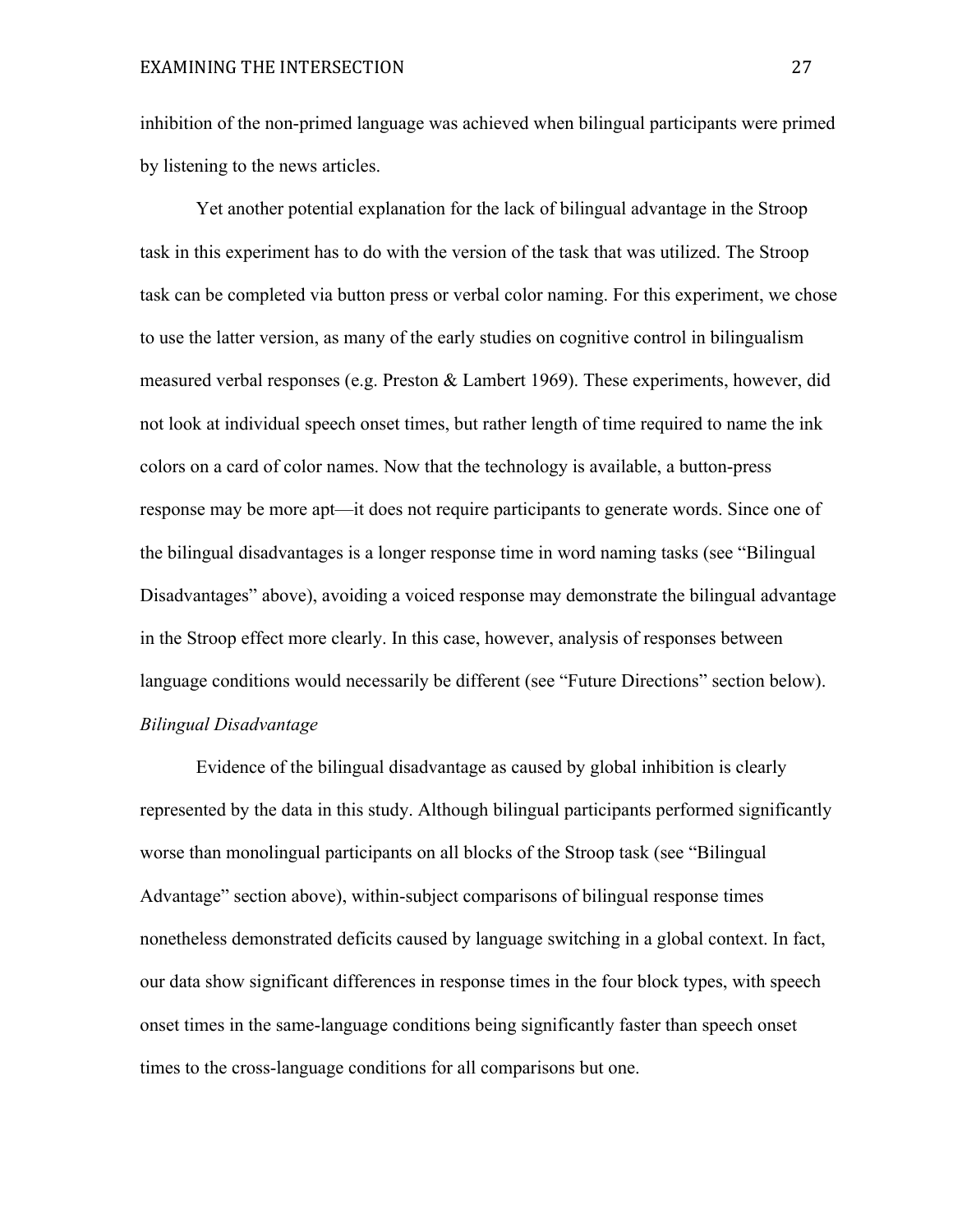inhibition of the non-primed language was achieved when bilingual participants were primed by listening to the news articles.

Yet another potential explanation for the lack of bilingual advantage in the Stroop task in this experiment has to do with the version of the task that was utilized. The Stroop task can be completed via button press or verbal color naming. For this experiment, we chose to use the latter version, as many of the early studies on cognitive control in bilingualism measured verbal responses (e.g. Preston & Lambert 1969). These experiments, however, did not look at individual speech onset times, but rather length of time required to name the ink colors on a card of color names. Now that the technology is available, a button-press response may be more apt—it does not require participants to generate words. Since one of the bilingual disadvantages is a longer response time in word naming tasks (see "Bilingual Disadvantages" above), avoiding a voiced response may demonstrate the bilingual advantage in the Stroop effect more clearly. In this case, however, analysis of responses between language conditions would necessarily be different (see "Future Directions" section below).

*Bilingual Disadvantage*

Evidence of the bilingual disadvantage as caused by global inhibition is clearly represented by the data in this study. Although bilingual participants performed significantly worse than monolingual participants on all blocks of the Stroop task (see "Bilingual Advantage" section above), within-subject comparisons of bilingual response times nonetheless demonstrated deficits caused by language switching in a global context. In fact, our data show significant differences in response times in the four block types, with speech onset times in the same-language conditions being significantly faster than speech onset times to the cross-language conditions for all comparisons but one.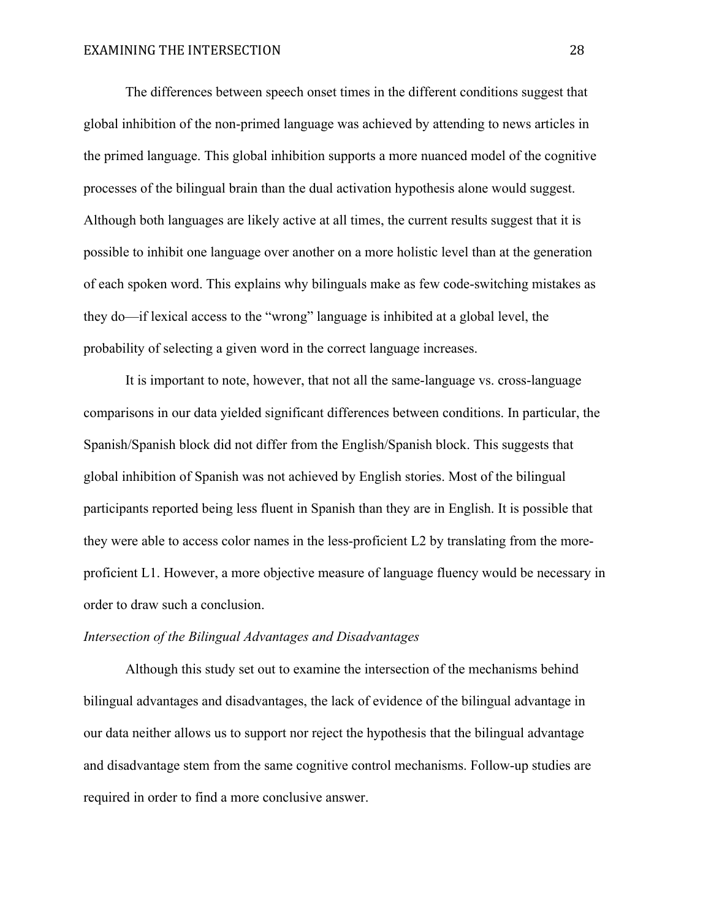The differences between speech onset times in the different conditions suggest that global inhibition of the non-primed language was achieved by attending to news articles in the primed language. This global inhibition supports a more nuanced model of the cognitive processes of the bilingual brain than the dual activation hypothesis alone would suggest. Although both languages are likely active at all times, the current results suggest that it is possible to inhibit one language over another on a more holistic level than at the generation of each spoken word. This explains why bilinguals make as few code-switching mistakes as they do—if lexical access to the "wrong" language is inhibited at a global level, the probability of selecting a given word in the correct language increases.

It is important to note, however, that not all the same-language vs. cross-language comparisons in our data yielded significant differences between conditions. In particular, the Spanish/Spanish block did not differ from the English/Spanish block. This suggests that global inhibition of Spanish was not achieved by English stories. Most of the bilingual participants reported being less fluent in Spanish than they are in English. It is possible that they were able to access color names in the less-proficient L2 by translating from the more-proficient L1. However, a more objective measure of language fluency would be necessary in order to draw such a conclusion.

*Intersection of the Bilingual Advantages and Disadvantages*

Although this study set out to examine the intersection of the mechanisms behind bilingual advantages and disadvantages, the lack of evidence of the bilingual advantage in our data neither allows us to support nor reject the hypothesis that the bilingual advantage and disadvantage stem from the same cognitive control mechanisms. Follow-up studies are required in order to find a more conclusive answer.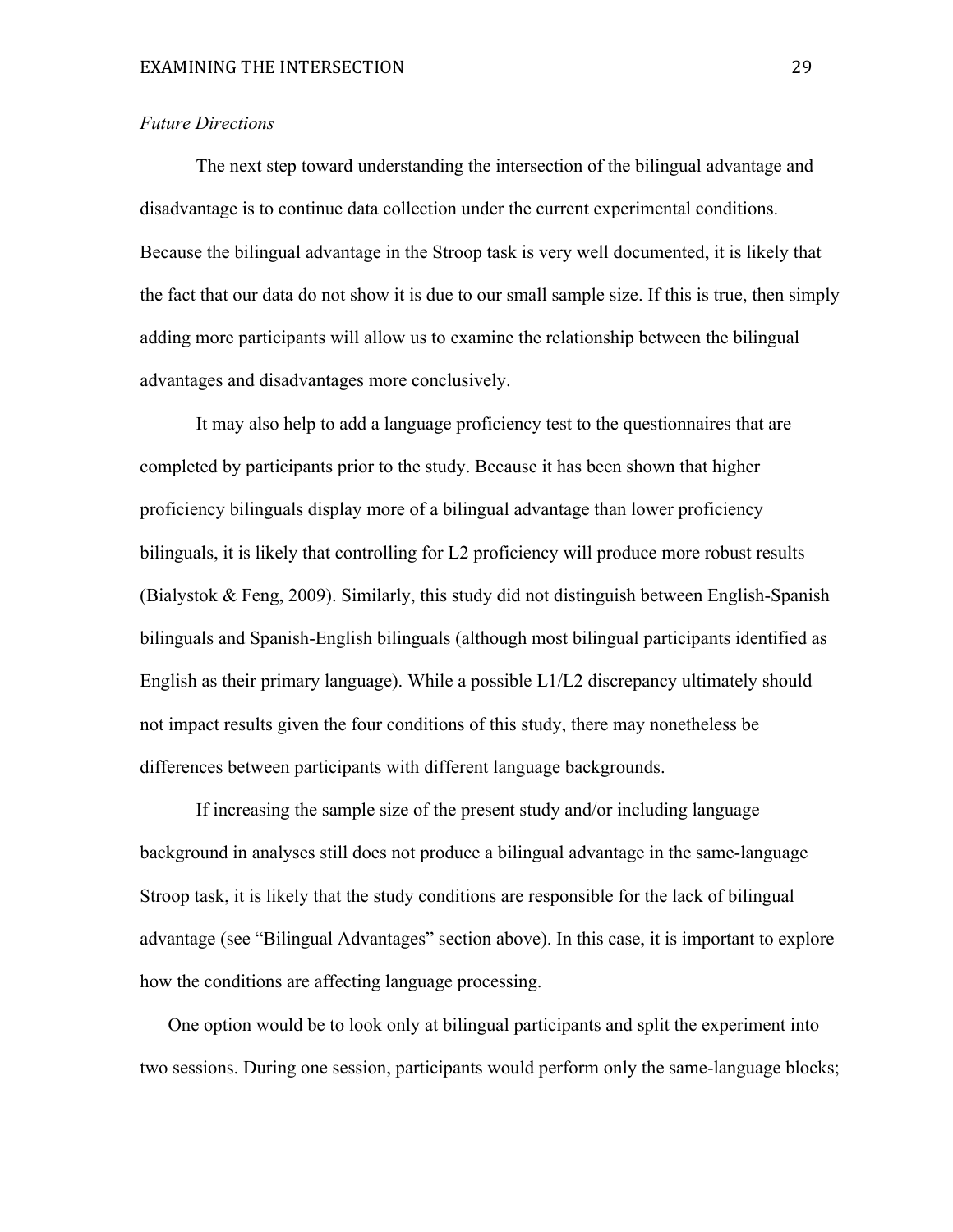*Future Directions*

The next step toward understanding the intersection of the bilingual advantage and disadvantage is to continue data collection under the current experimental conditions. Because the bilingual advantage in the Stroop task is very well documented, it is likely that the fact that our data do not show it is due to our small sample size. If this is true, then simply adding more participants will allow us to examine the relationship between the bilingual advantages and disadvantages more conclusively.

It may also help to add a language proficiency test to the questionnaires that are completed by participants prior to the study. Because it has been shown that higher proficiency bilinguals display more of a bilingual advantage than lower proficiency bilinguals, it is likely that controlling for L2 proficiency will produce more robust results (Bialystok & Feng, 2009). Similarly, this study did not distinguish between English-Spanish bilinguals and Spanish-English bilinguals (although most bilingual participants identified as English as their primary language). While a possible L1/L2 discrepancy ultimately should not impact results given the four conditions of this study, there may nonetheless be differences between participants with different language backgrounds.

If increasing the sample size of the present study and/or including language background in analyses still does not produce a bilingual advantage in the same-language Stroop task, it is likely that the study conditions are responsible for the lack of bilingual advantage (see "Bilingual Advantages" section above). In this case, it is important to explore how the conditions are affecting language processing.

One option would be to look only at bilingual participants and split the experiment into two sessions. During one session, participants would perform only the same-language blocks;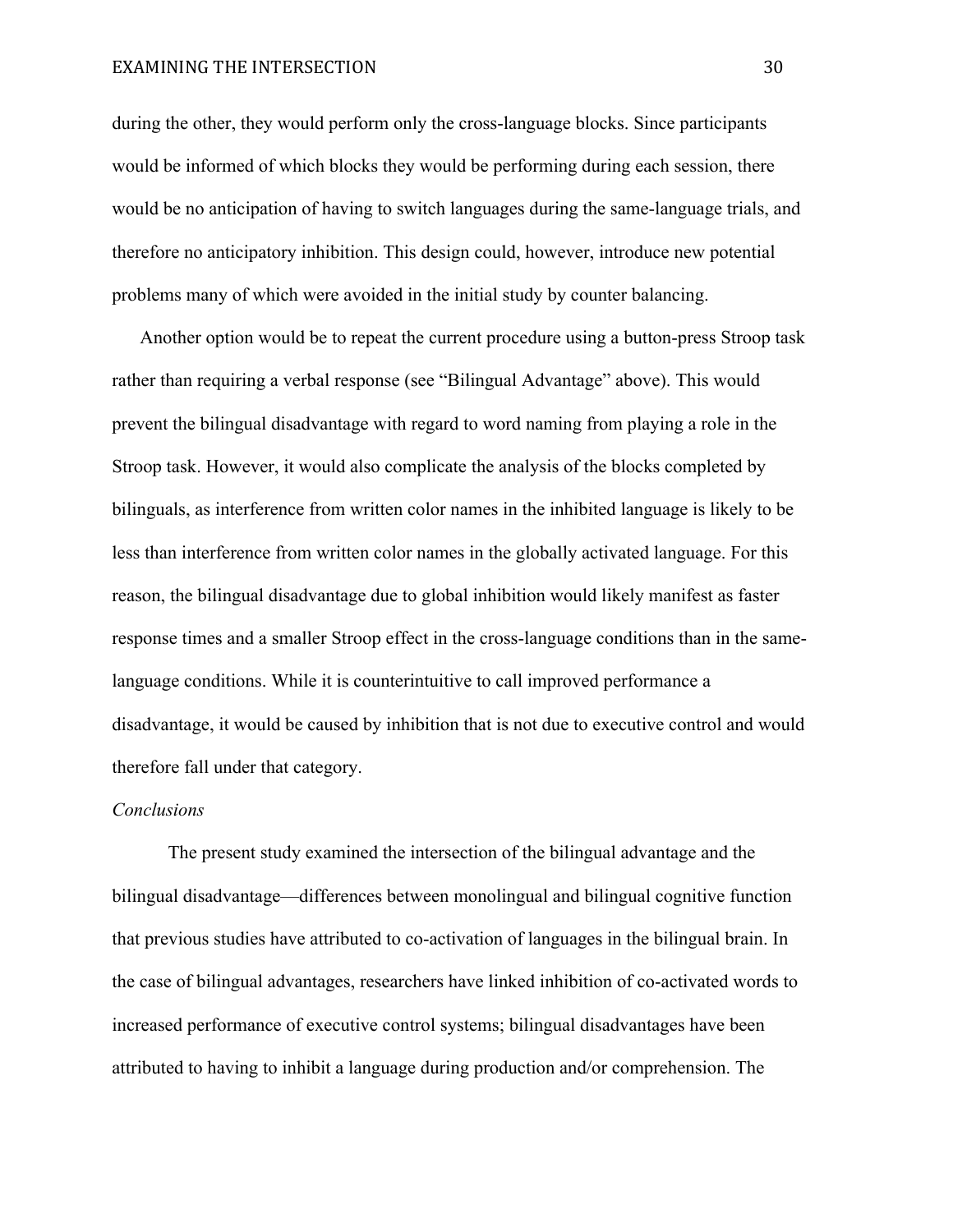during the other, they would perform only the cross-language blocks. Since participants would be informed of which blocks they would be performing during each session, there would be no anticipation of having to switch languages during the same-language trials, and therefore no anticipatory inhibition. This design could, however, introduce new potential problems many of which were avoided in the initial study by counter balancing.

Another option would be to repeat the current procedure using a button-press Stroop task rather than requiring a verbal response (see "Bilingual Advantage" above). This would prevent the bilingual disadvantage with regard to word naming from playing a role in the Stroop task. However, it would also complicate the analysis of the blocks completed by bilinguals, as interference from written color names in the inhibited language is likely to be less than interference from written color names in the globally activated language. For this reason, the bilingual disadvantage due to global inhibition would likely manifest as faster response times and a smaller Stroop effect in the cross-language conditions than in the same-language conditions. While it is counterintuitive to call improved performance a disadvantage, it would be caused by inhibition that is not due to executive control and would therefore fall under that category.

*Conclusions*

The present study examined the intersection of the bilingual advantage and the bilingual disadvantage—differences between monolingual and bilingual cognitive function that previous studies have attributed to co-activation of languages in the bilingual brain. In the case of bilingual advantages, researchers have linked inhibition of co-activated words to increased performance of executive control systems; bilingual disadvantages have been attributed to having to inhibit a language during production and/or comprehension. The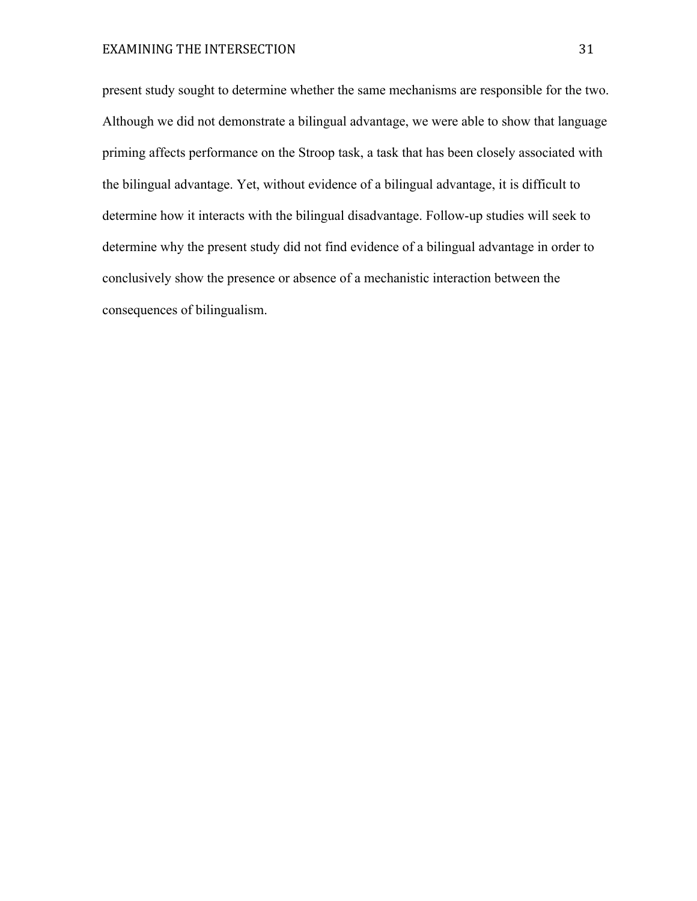present study sought to determine whether the same mechanisms are responsible for the two. Although we did not demonstrate a bilingual advantage, we were able to show that language priming affects performance on the Stroop task, a task that has been closely associated with the bilingual advantage. Yet, without evidence of a bilingual advantage, it is difficult to determine how it interacts with the bilingual disadvantage. Follow-up studies will seek to determine why the present study did not find evidence of a bilingual advantage in order to conclusively show the presence or absence of a mechanistic interaction between the consequences of bilingualism.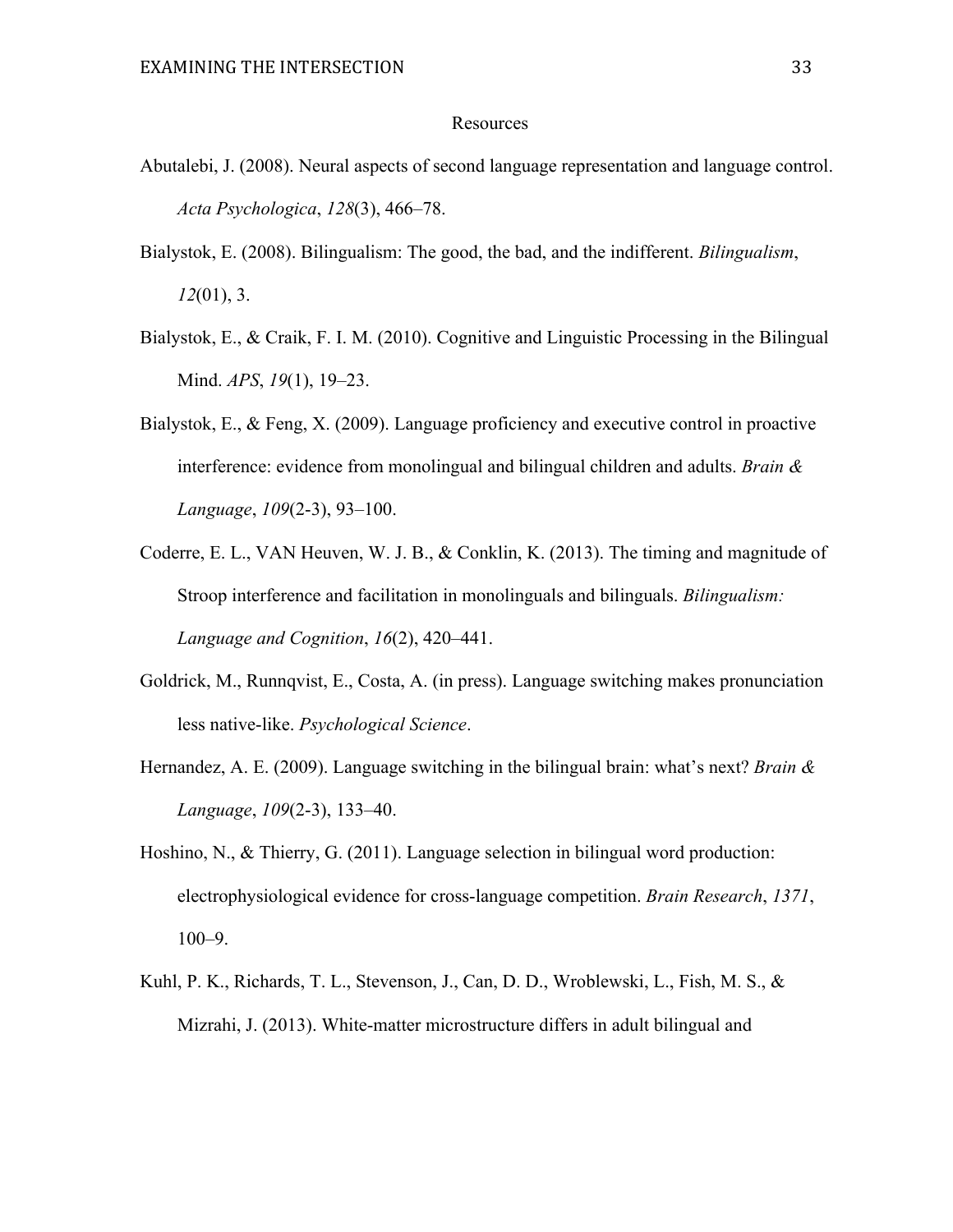# Resources

Abutalebi, J. (2008). Neural aspects of second language representation and language control. *Acta Psychologica*, *128*(3), 466–78.

Bialystok, E. (2008). Bilingualism: The good, the bad, and the indifferent. *Bilingualism*, *12*(01), 3.

Bialystok, E., & Craik, F. I. M. (2010). Cognitive and Linguistic Processing in the Bilingual Mind. *APS*, *19*(1), 19–23.

Bialystok, E., & Feng, X. (2009). Language proficiency and executive control in proactive interference: evidence from monolingual and bilingual children and adults. *Brain & Language*, *109*(2-3), 93–100.

Coderre, E. L., VAN Heuven, W. J. B., & Conklin, K. (2013). The timing and magnitude of Stroop interference and facilitation in monolinguals and bilinguals. *Bilingualism: Language and Cognition*, *16*(2), 420–441.

Goldrick, M., Runnqvist, E., Costa, A. (in press). Language switching makes pronunciation less native-like. *Psychological Science*.

Hernandez, A. E. (2009). Language switching in the bilingual brain: what's next? *Brain & Language*, *109*(2-3), 133–40.

Hoshino, N., & Thierry, G. (2011). Language selection in bilingual word production: electrophysiological evidence for cross-language competition. *Brain Research*, *1371*, 100–9.

Kuhl, P. K., Richards, T. L., Stevenson, J., Can, D. D., Wroblewski, L., Fish, M. S., & Mizrahi, J. (2013). White-matter microstructure differs in adult bilingual and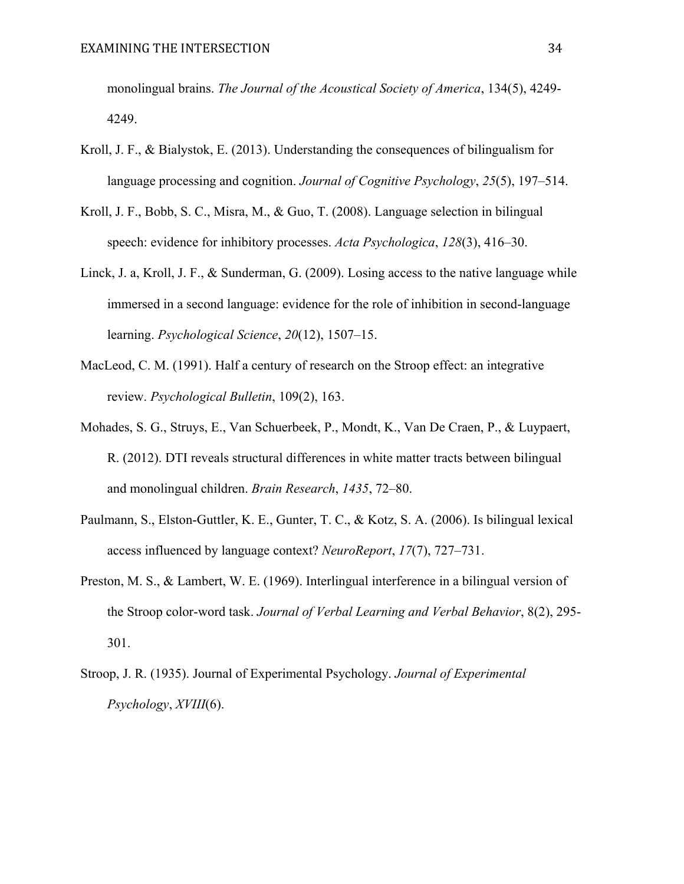monolingual brains. *The Journal of the Acoustical Society of America*, 134(5), 4249-4249.

Kroll, J. F., & Bialystok, E. (2013). Understanding the consequences of bilingualism for language processing and cognition. *Journal of Cognitive Psychology*, *25*(5), 197–514.

Kroll, J. F., Bobb, S. C., Misra, M., & Guo, T. (2008). Language selection in bilingual speech: evidence for inhibitory processes. *Acta Psychologica*, *128*(3), 416–30.

Linck, J. a, Kroll, J. F., & Sunderman, G. (2009). Losing access to the native language while immersed in a second language: evidence for the role of inhibition in second-language learning. *Psychological Science*, *20*(12), 1507–15.

MacLeod, C. M. (1991). Half a century of research on the Stroop effect: an integrative review. *Psychological Bulletin*, 109(2), 163.

Mohades, S. G., Struys, E., Van Schuerbeek, P., Mondt, K., Van De Craen, P., & Luypaert, R. (2012). DTI reveals structural differences in white matter tracts between bilingual and monolingual children. *Brain Research*, *1435*, 72–80.

Paulmann, S., Elston-Guttler, K. E., Gunter, T. C., & Kotz, S. A. (2006). Is bilingual lexical access influenced by language context? *NeuroReport*, *17*(7), 727–731.

Preston, M. S., & Lambert, W. E. (1969). Interlingual interference in a bilingual version of the Stroop color-word task. *Journal of Verbal Learning and Verbal Behavior*, 8(2), 295-301.

Stroop, J. R. (1935). Journal of Experimental Psychology. *Journal of Experimental Psychology*, *XVIII*(6).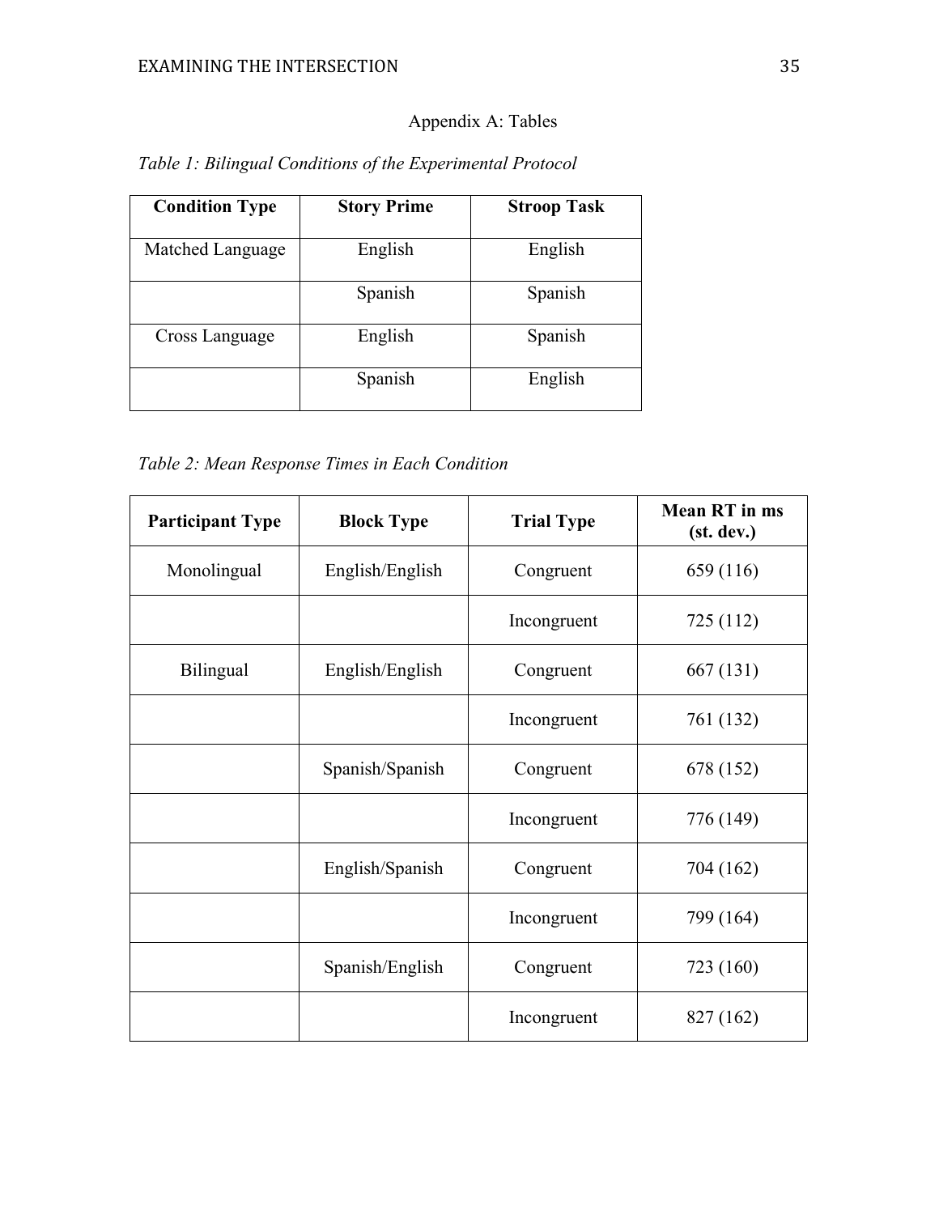## Appendix A: Tables

*Table 1: Bilingual Conditions of the Experimental Protocol*

| Condition Type | Story Prime | Stroop Task |
|---|---|---|
| Matched Language | English | English |
| | Spanish | Spanish |
| Cross Language | English | Spanish |
| | Spanish | English |

*Table 2: Mean Response Times in Each Condition*

| Participant Type | Block Type | Trial Type | Mean RT in ms (st. dev.) |
|---|---|---|---|
| Monolingual | English/English | Congruent | 659 (116) |
| | | Incongruent | 725 (112) |
| Bilingual | English/English | Congruent | 667 (131) |
| | | Incongruent | 761 (132) |
| | Spanish/Spanish | Congruent | 678 (152) |
| | | Incongruent | 776 (149) |
| | English/Spanish | Congruent | 704 (162) |
| | | Incongruent | 799 (164) |
| | Spanish/English | Congruent | 723 (160) |
| | | Incongruent | 827 (162) |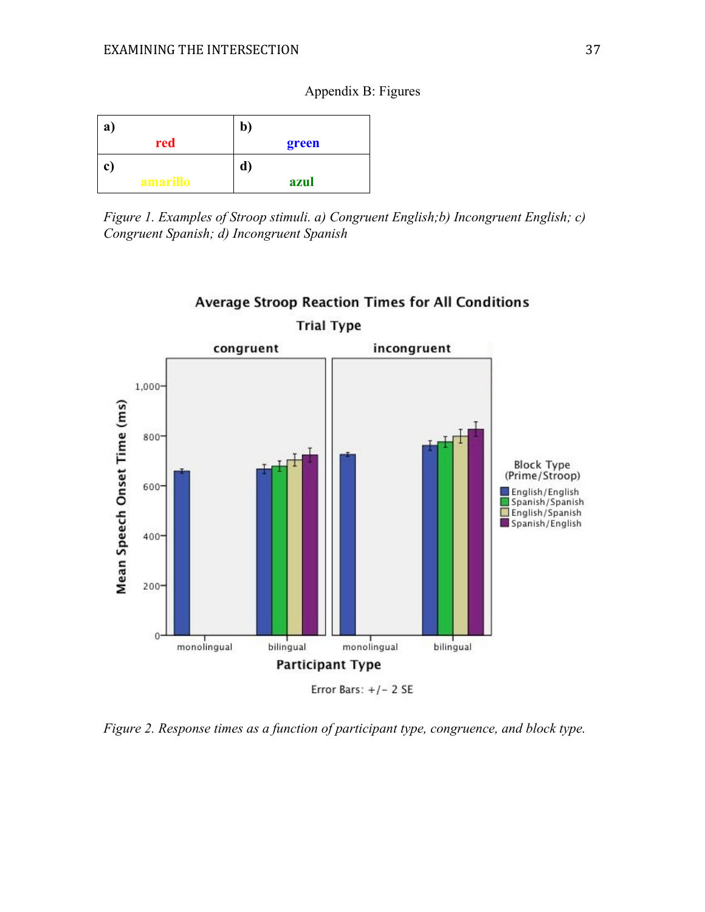Appendix B: Figures

| a) red | b) green |
|---|---|
| c) amarillo | d) azul |

*Figure 1. Examples of Stroop stimuli. a) Congruent English;b) Incongruent English; c) Congruent Spanish; d) Incongruent Spanish*

*Figure 2. Response times as a function of participant type, congruence, and block type.*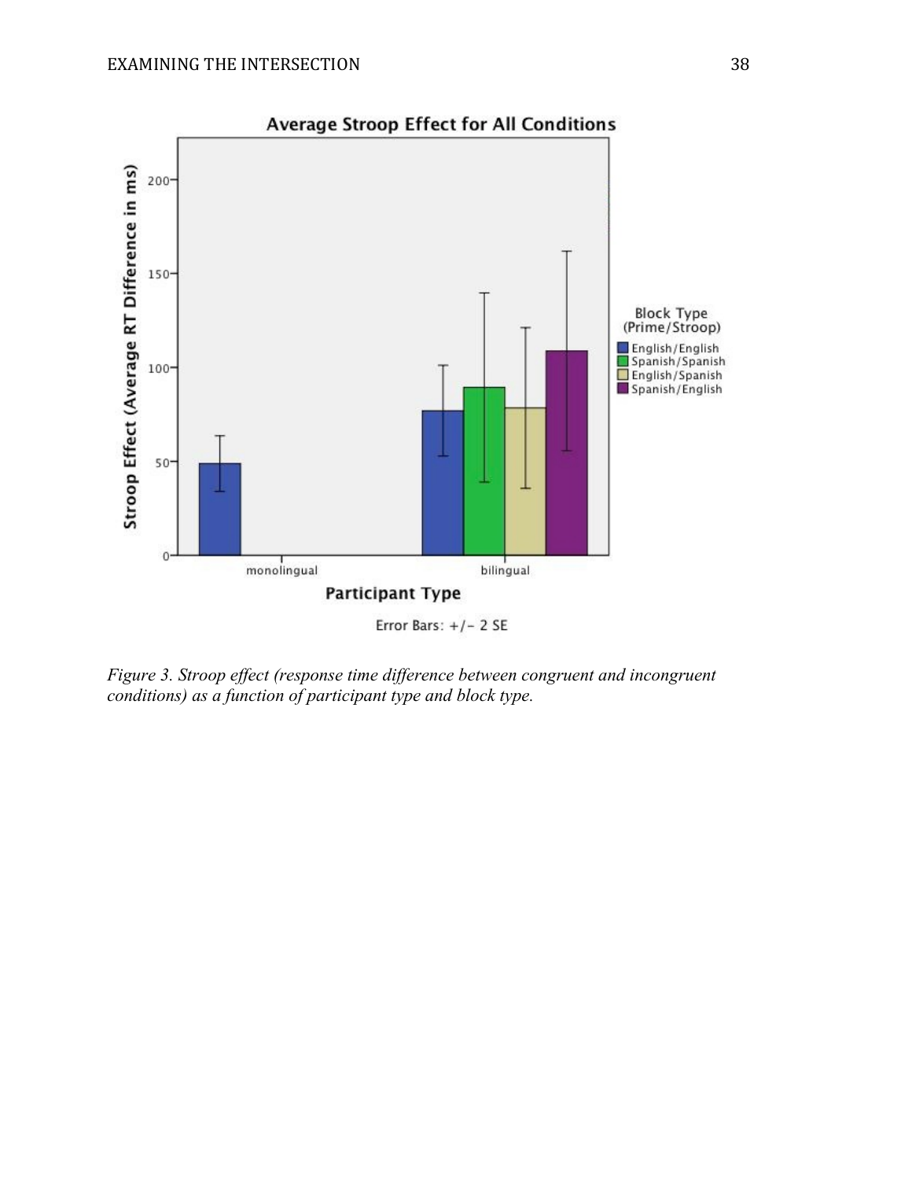*Figure 3.* *Stroop effect (response time difference between congruent and incongruent conditions) as a function of participant type and block type.*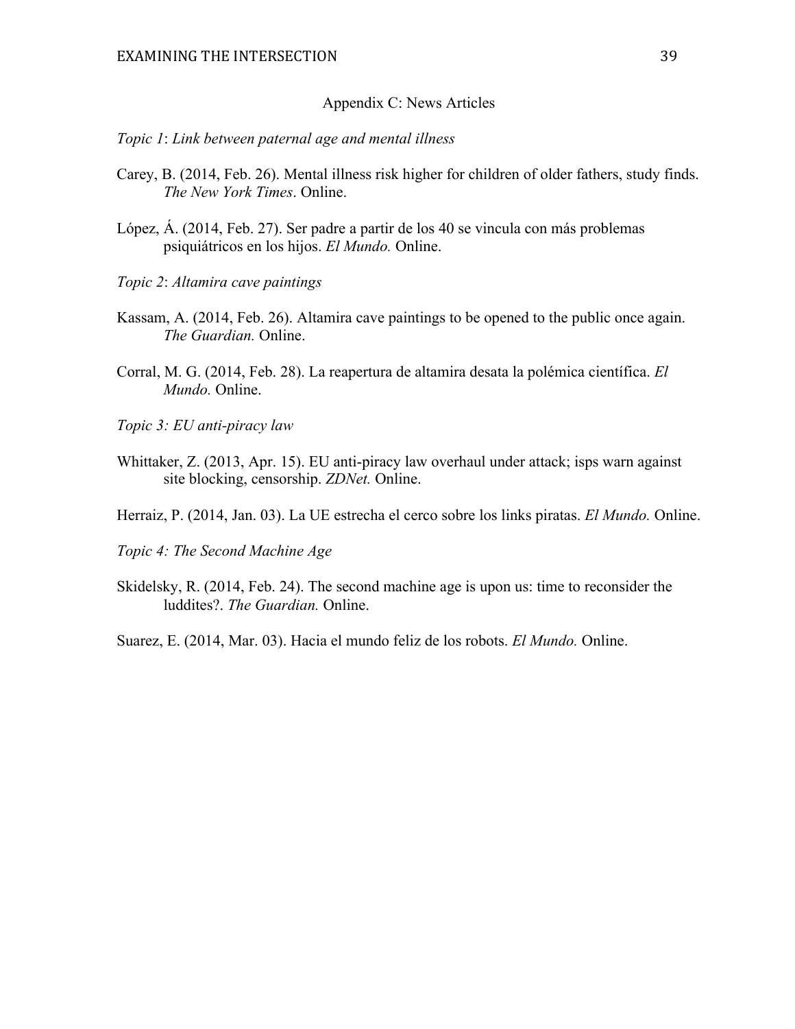## Appendix C: News Articles

*Topic 1*: *Link between paternal age and mental illness*

Carey, B. (2014, Feb. 26). Mental illness risk higher for children of older fathers, study finds. *The New York Times*. Online.

López, Á. (2014, Feb. 27). Ser padre a partir de los 40 se vincula con más problemas psiquiátricos en los hijos. *El Mundo.* Online.

*Topic 2*: *Altamira cave paintings*

Kassam, A. (2014, Feb. 26). Altamira cave paintings to be opened to the public once again. *The Guardian.* Online.

Corral, M. G. (2014, Feb. 28). La reapertura de altamira desata la polémica científica. *El Mundo.* Online.

*Topic 3: EU anti-piracy law*

Whittaker, Z. (2013, Apr. 15). EU anti-piracy law overhaul under attack; isps warn against site blocking, censorship. *ZDNet.* Online.

Herraiz, P. (2014, Jan. 03). La UE estrecha el cerco sobre los links piratas. *El Mundo.* Online.

*Topic 4: The Second Machine Age*

Skidelsky, R. (2014, Feb. 24). The second machine age is upon us: time to reconsider the luddites?. *The Guardian.* Online.

Suarez, E. (2014, Mar. 03). Hacia el mundo feliz de los robots. *El Mundo.* Online.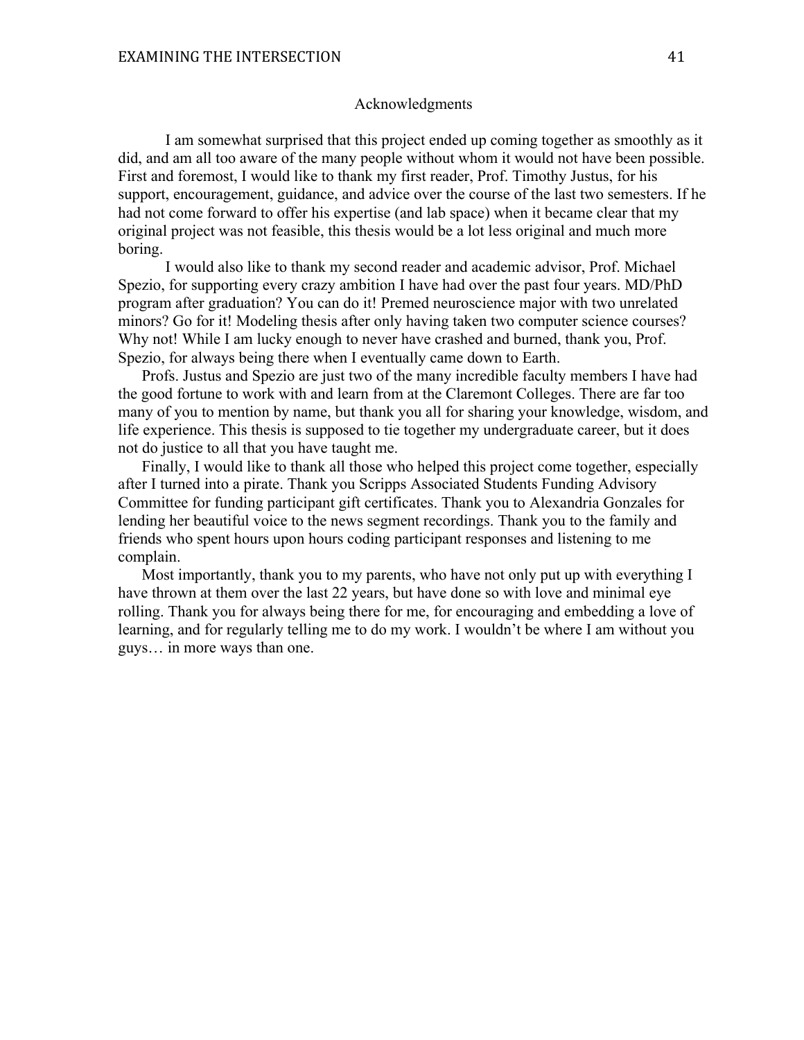# Acknowledgments

I am somewhat surprised that this project ended up coming together as smoothly as it did, and am all too aware of the many people without whom it would not have been possible. First and foremost, I would like to thank my first reader, Prof. Timothy Justus, for his support, encouragement, guidance, and advice over the course of the last two semesters. If he had not come forward to offer his expertise (and lab space) when it became clear that my original project was not feasible, this thesis would be a lot less original and much more boring.

I would also like to thank my second reader and academic advisor, Prof. Michael Spezio, for supporting every crazy ambition I have had over the past four years. MD/PhD program after graduation? You can do it! Premed neuroscience major with two unrelated minors? Go for it! Modeling thesis after only having taken two computer science courses? Why not! While I am lucky enough to never have crashed and burned, thank you, Prof. Spezio, for always being there when I eventually came down to Earth.

Profs. Justus and Spezio are just two of the many incredible faculty members I have had the good fortune to work with and learn from at the Claremont Colleges. There are far too many of you to mention by name, but thank you all for sharing your knowledge, wisdom, and life experience. This thesis is supposed to tie together my undergraduate career, but it does not do justice to all that you have taught me.

Finally, I would like to thank all those who helped this project come together, especially after I turned into a pirate. Thank you Scripps Associated Students Funding Advisory Committee for funding participant gift certificates. Thank you to Alexandria Gonzales for lending her beautiful voice to the news segment recordings. Thank you to the family and friends who spent hours upon hours coding participant responses and listening to me complain.

Most importantly, thank you to my parents, who have not only put up with everything I have thrown at them over the last 22 years, but have done so with love and minimal eye rolling. Thank you for always being there for me, for encouraging and embedding a love of learning, and for regularly telling me to do my work. I wouldn't be where I am without you guys… in more ways than one.